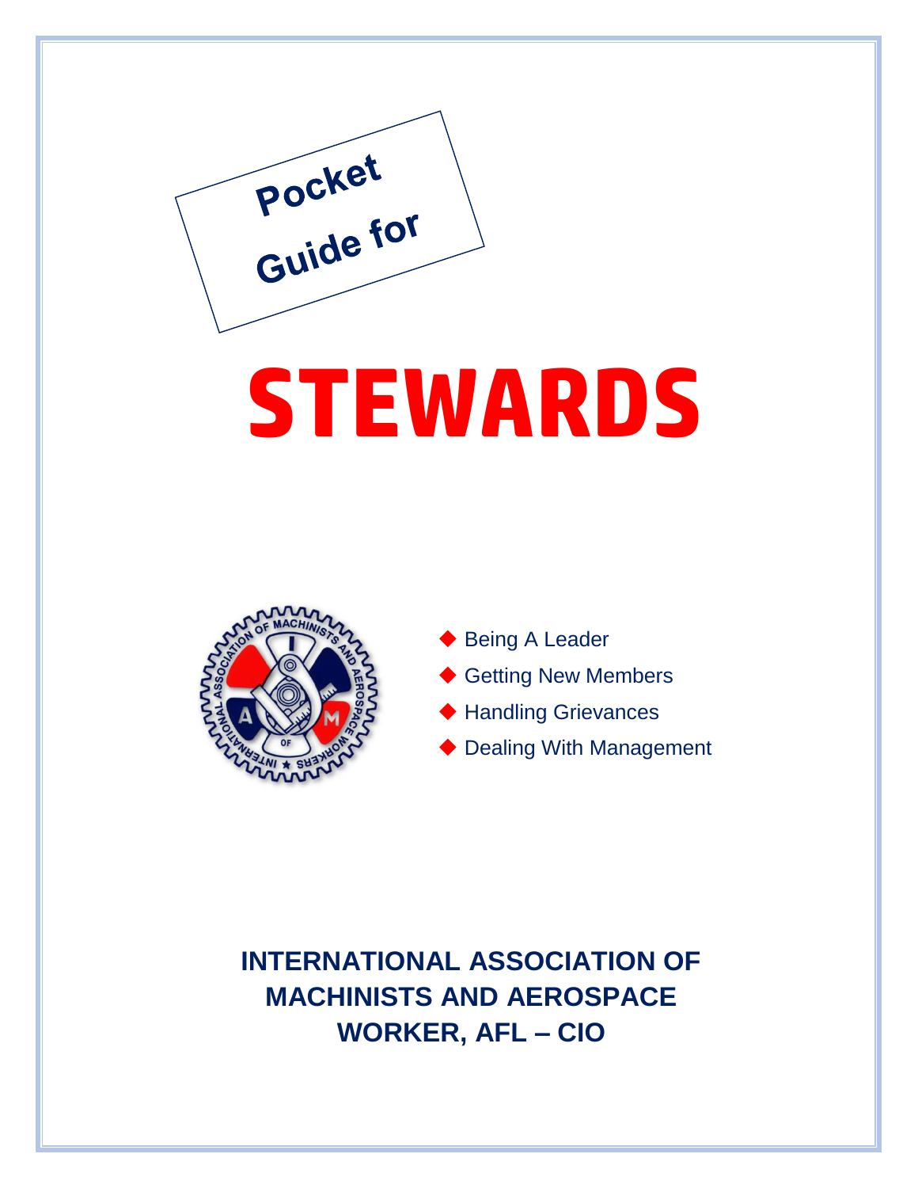Pocket Guide for

# STEWARDS

- Being A Leader
- Getting New Members
- Handling Grievances
- Dealing With Management

**INTERNATIONAL ASSOCIATION OF MACHINISTS AND AEROSPACE WORKER, AFL – CIO**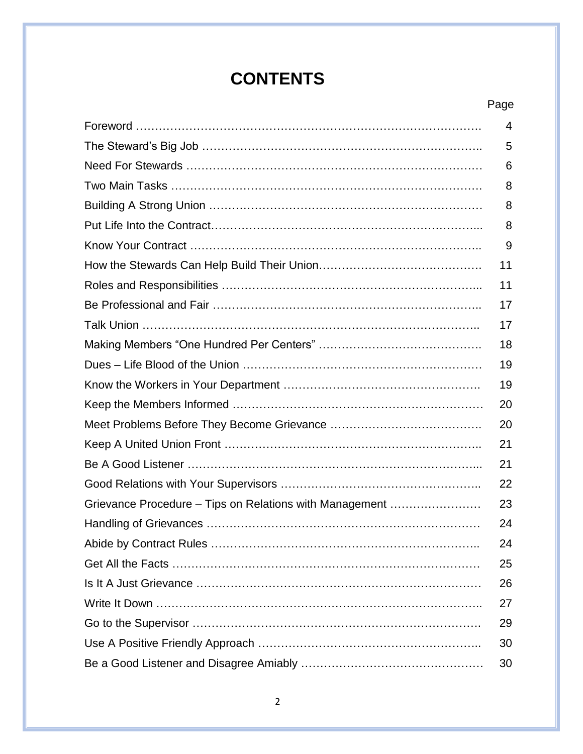# CONTENTS

| | Page |
|---|---|
| Foreword | 4 |
| The Steward's Big Job | 5 |
| Need For Stewards | 6 |
| Two Main Tasks | 8 |
| Building A Strong Union | 8 |
| Put Life Into the Contract | 8 |
| Know Your Contract | 9 |
| How the Stewards Can Help Build Their Union | 11 |
| Roles and Responsibilities | 11 |
| Be Professional and Fair | 17 |
| Talk Union | 17 |
| Making Members "One Hundred Per Centers" | 18 |
| Dues – Life Blood of the Union | 19 |
| Know the Workers in Your Department | 19 |
| Keep the Members Informed | 20 |
| Meet Problems Before They Become Grievance | 20 |
| Keep A United Union Front | 21 |
| Be A Good Listener | 21 |
| Good Relations with Your Supervisors | 22 |
| Grievance Procedure – Tips on Relations with Management | 23 |
| Handling of Grievances | 24 |
| Abide by Contract Rules | 24 |
| Get All the Facts | 25 |
| Is It A Just Grievance | 26 |
| Write It Down | 27 |
| Go to the Supervisor | 29 |
| Use A Positive Friendly Approach | 30 |
| Be a Good Listener and Disagree Amiably | 30 |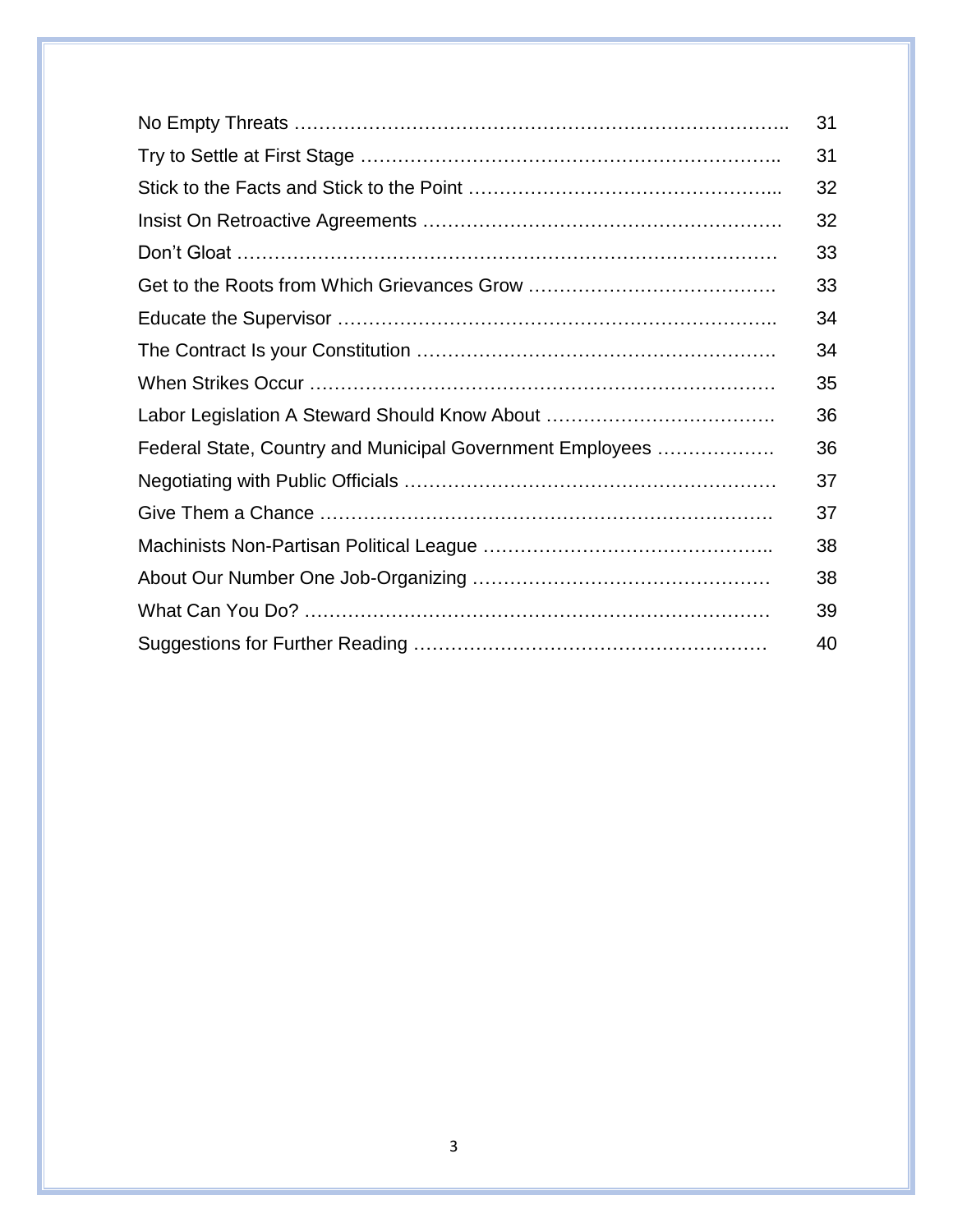| | |
|---|---|
| No Empty Threats ……………………………………………………………………….. | 31 |
| Try to Settle at First Stage ………………………………………………………….. | 31 |
| Stick to the Facts and Stick to the Point ………………………………………….. | 32 |
| Insist On Retroactive Agreements …………………………………………………. | 32 |
| Don't Gloat ……………………………………………………………………………. | 33 |
| Get to the Roots from Which Grievances Grow …………………………………. | 33 |
| Educate the Supervisor …………………………………………………………….. | 34 |
| The Contract Is your Constitution …………………………………………………. | 34 |
| When Strikes Occur ………………………………………………………………… | 35 |
| Labor Legislation A Steward Should Know About ………………………………. | 36 |
| Federal State, Country and Municipal Government Employees ………………. | 36 |
| Negotiating with Public Officials …………………………………………………… | 37 |
| Give Them a Chance ………………………………………………………………. | 37 |
| Machinists Non-Partisan Political League ……………………………………….. | 38 |
| About Our Number One Job-Organizing ………………………………………… | 38 |
| What Can You Do? ………………………………………………………………… | 39 |
| Suggestions for Further Reading ………………………………………………… | 40 |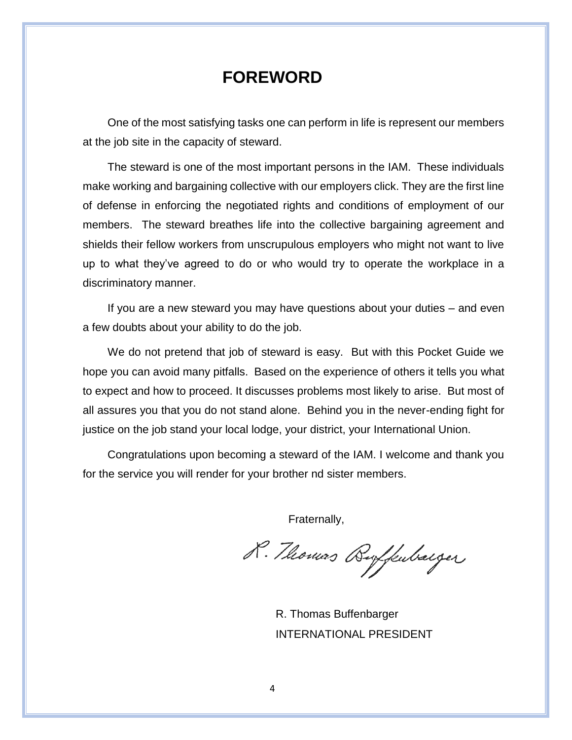# FOREWORD

One of the most satisfying tasks one can perform in life is represent our members at the job site in the capacity of steward.

The steward is one of the most important persons in the IAM. These individuals make working and bargaining collective with our employers click. They are the first line of defense in enforcing the negotiated rights and conditions of employment of our members. The steward breathes life into the collective bargaining agreement and shields their fellow workers from unscrupulous employers who might not want to live up to what they've agreed to do or who would try to operate the workplace in a discriminatory manner.

If you are a new steward you may have questions about your duties – and even a few doubts about your ability to do the job.

We do not pretend that job of steward is easy. But with this Pocket Guide we hope you can avoid many pitfalls. Based on the experience of others it tells you what to expect and how to proceed. It discusses problems most likely to arise. But most of all assures you that you do not stand alone. Behind you in the never-ending fight for justice on the job stand your local lodge, your district, your International Union.

Congratulations upon becoming a steward of the IAM. I welcome and thank you for the service you will render for your brother nd sister members.

Fraternally,

R. Thomas Buffenbarger

R. Thomas Buffenbarger
INTERNATIONAL PRESIDENT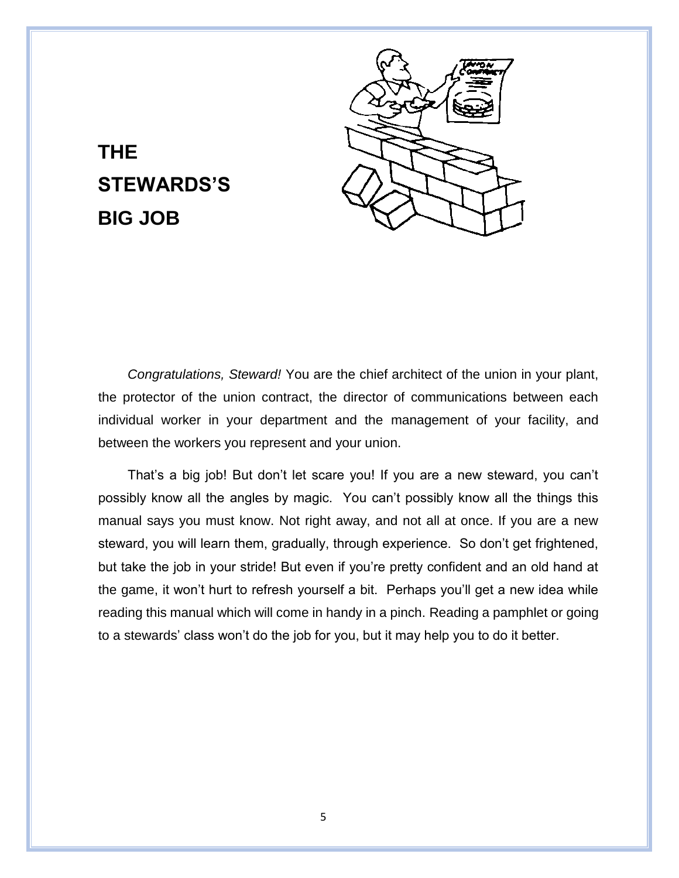# THE STEWARDS'S BIG JOB

*Congratulations, Steward!* You are the chief architect of the union in your plant, the protector of the union contract, the director of communications between each individual worker in your department and the management of your facility, and between the workers you represent and your union.

That's a big job! But don't let scare you! If you are a new steward, you can't possibly know all the angles by magic. You can't possibly know all the things this manual says you must know. Not right away, and not all at once. If you are a new steward, you will learn them, gradually, through experience. So don't get frightened, but take the job in your stride! But even if you're pretty confident and an old hand at the game, it won't hurt to refresh yourself a bit. Perhaps you'll get a new idea while reading this manual which will come in handy in a pinch. Reading a pamphlet or going to a stewards' class won't do the job for you, but it may help you to do it better.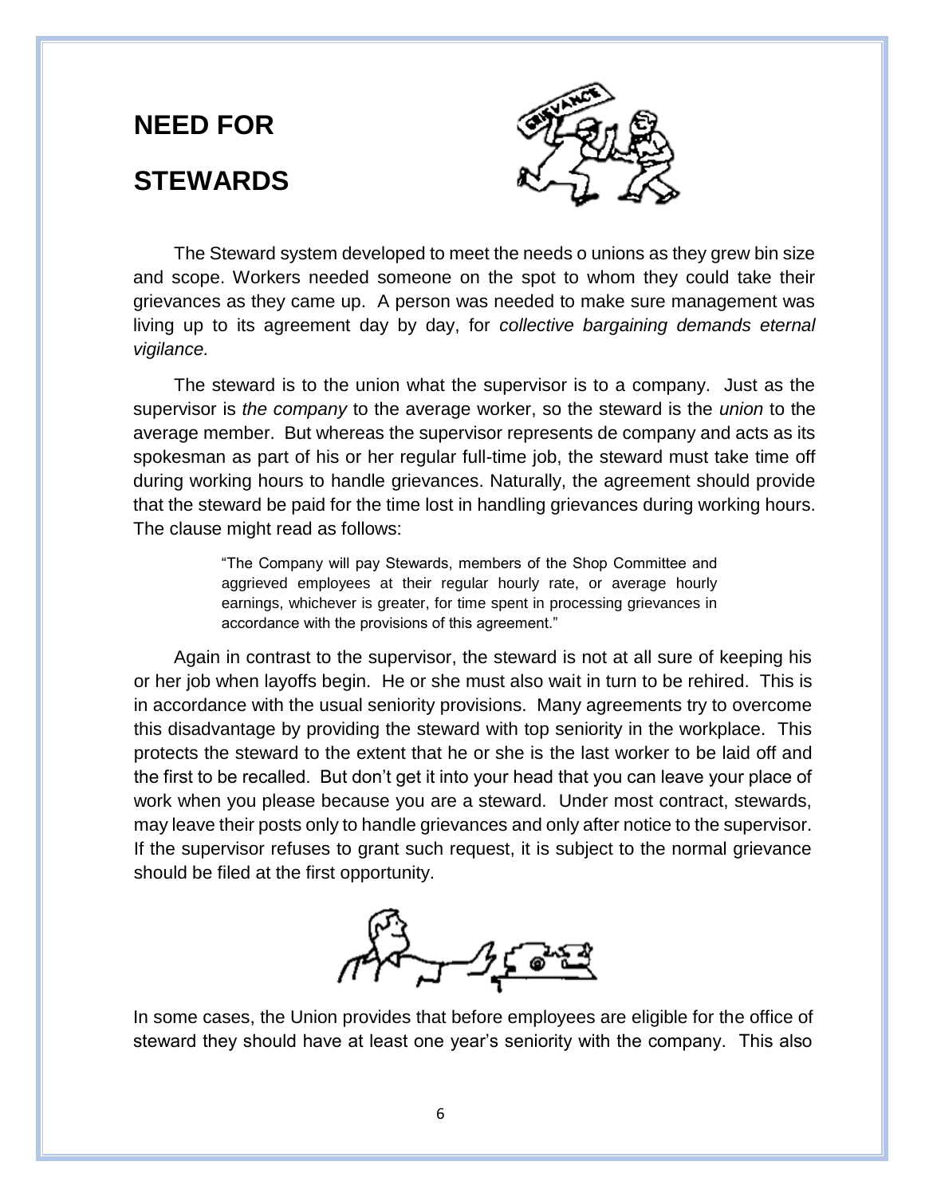# NEED FOR STEWARDS

The Steward system developed to meet the needs o unions as they grew bin size and scope. Workers needed someone on the spot to whom they could take their grievances as they came up. A person was needed to make sure management was living up to its agreement day by day, for *collective bargaining demands eternal vigilance.*

The steward is to the union what the supervisor is to a company. Just as the supervisor is *the company* to the average worker, so the steward is the *union* to the average member. But whereas the supervisor represents de company and acts as its spokesman as part of his or her regular full-time job, the steward must take time off during working hours to handle grievances. Naturally, the agreement should provide that the steward be paid for the time lost in handling grievances during working hours. The clause might read as follows:

> "The Company will pay Stewards, members of the Shop Committee and aggrieved employees at their regular hourly rate, or average hourly earnings, whichever is greater, for time spent in processing grievances in accordance with the provisions of this agreement."

Again in contrast to the supervisor, the steward is not at all sure of keeping his or her job when layoffs begin. He or she must also wait in turn to be rehired. This is in accordance with the usual seniority provisions. Many agreements try to overcome this disadvantage by providing the steward with top seniority in the workplace. This protects the steward to the extent that he or she is the last worker to be laid off and the first to be recalled. But don't get it into your head that you can leave your place of work when you please because you are a steward. Under most contract, stewards, may leave their posts only to handle grievances and only after notice to the supervisor. If the supervisor refuses to grant such request, it is subject to the normal grievance should be filed at the first opportunity.

In some cases, the Union provides that before employees are eligible for the office of steward they should have at least one year's seniority with the company. This also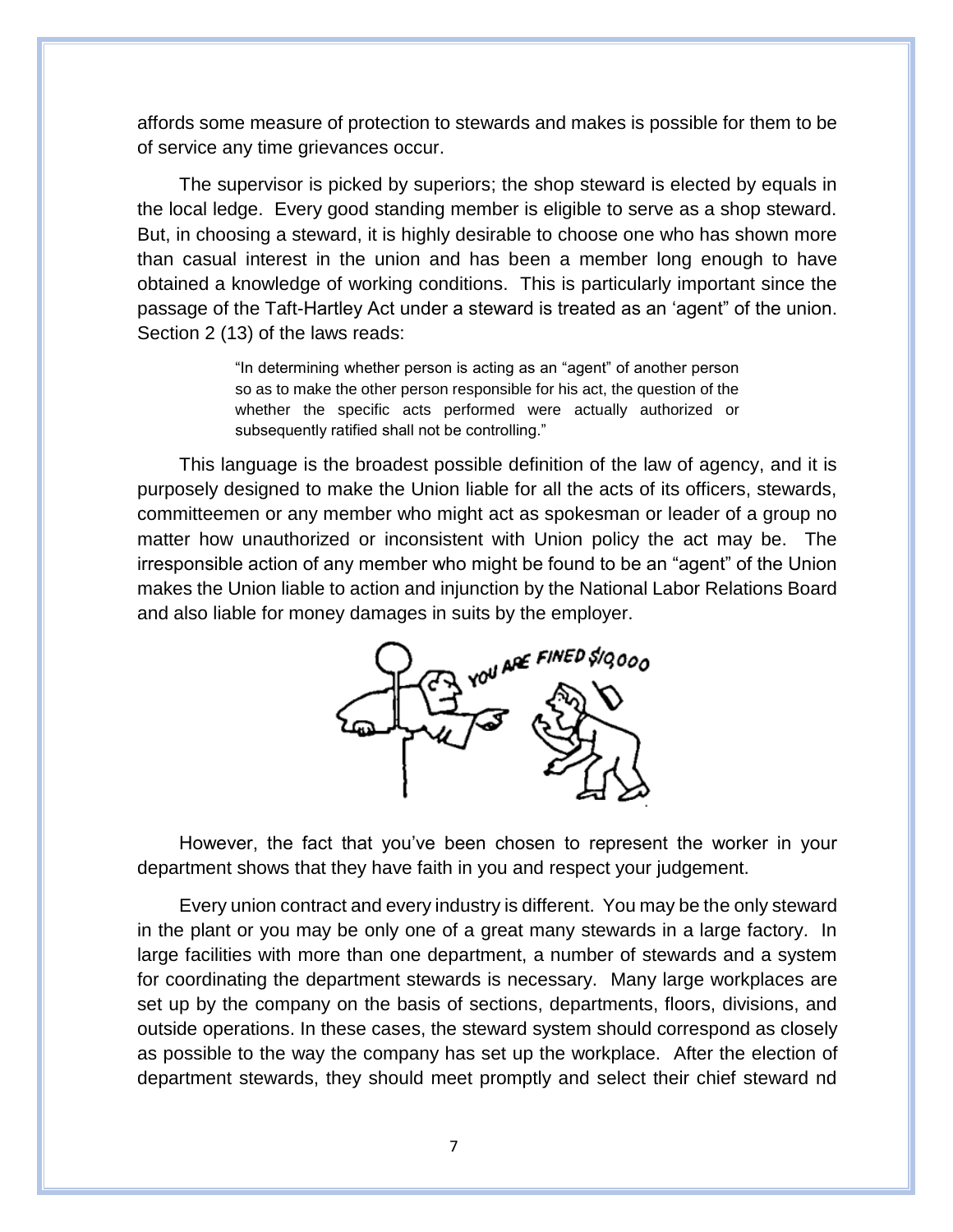affords some measure of protection to stewards and makes is possible for them to be of service any time grievances occur.

The supervisor is picked by superiors; the shop steward is elected by equals in the local ledge. Every good standing member is eligible to serve as a shop steward. But, in choosing a steward, it is highly desirable to choose one who has shown more than casual interest in the union and has been a member long enough to have obtained a knowledge of working conditions. This is particularly important since the passage of the Taft-Hartley Act under a steward is treated as an 'agent" of the union. Section 2 (13) of the laws reads:

> "In determining whether person is acting as an "agent" of another person so as to make the other person responsible for his act, the question of the whether the specific acts performed were actually authorized or subsequently ratified shall not be controlling."

This language is the broadest possible definition of the law of agency, and it is purposely designed to make the Union liable for all the acts of its officers, stewards, committeemen or any member who might act as spokesman or leader of a group no matter how unauthorized or inconsistent with Union policy the act may be. The irresponsible action of any member who might be found to be an "agent" of the Union makes the Union liable to action and injunction by the National Labor Relations Board and also liable for money damages in suits by the employer.

However, the fact that you've been chosen to represent the worker in your department shows that they have faith in you and respect your judgement.

Every union contract and every industry is different. You may be the only steward in the plant or you may be only one of a great many stewards in a large factory. In large facilities with more than one department, a number of stewards and a system for coordinating the department stewards is necessary. Many large workplaces are set up by the company on the basis of sections, departments, floors, divisions, and outside operations. In these cases, the steward system should correspond as closely as possible to the way the company has set up the workplace. After the election of department stewards, they should meet promptly and select their chief steward nd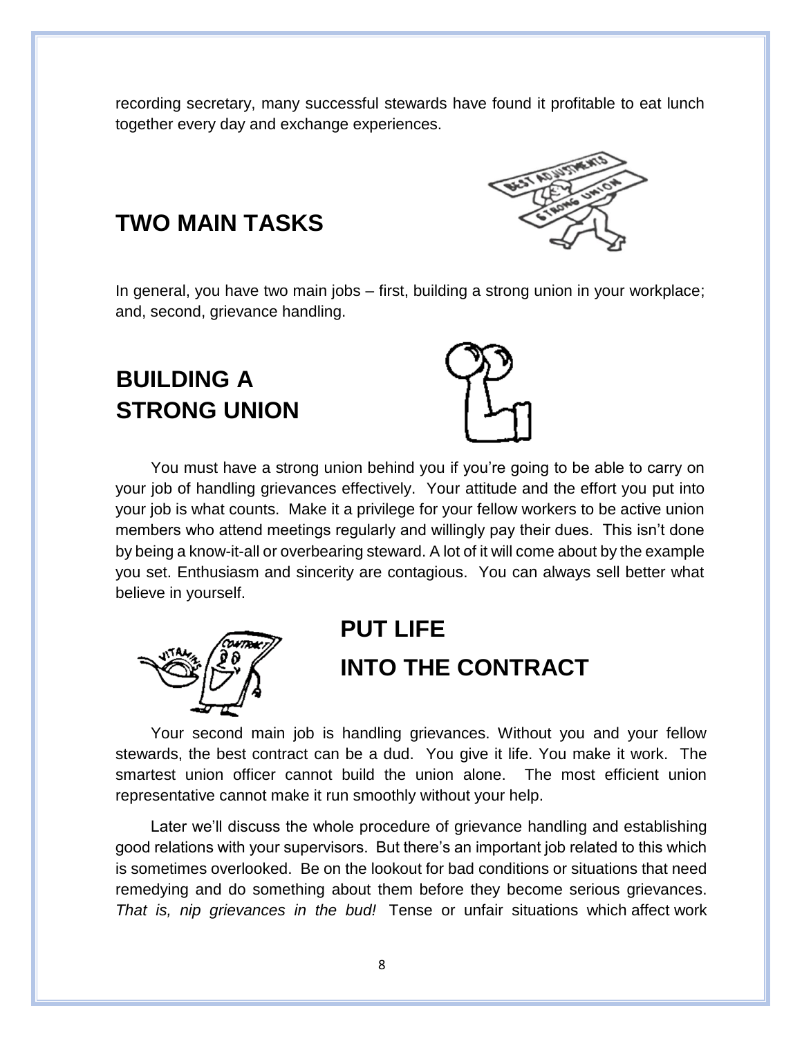recording secretary, many successful stewards have found it profitable to eat lunch together every day and exchange experiences.

## TWO MAIN TASKS

In general, you have two main jobs – first, building a strong union in your workplace; and, second, grievance handling.

## BUILDING A STRONG UNION

You must have a strong union behind you if you're going to be able to carry on your job of handling grievances effectively. Your attitude and the effort you put into your job is what counts. Make it a privilege for your fellow workers to be active union members who attend meetings regularly and willingly pay their dues. This isn't done by being a know-it-all or overbearing steward. A lot of it will come about by the example you set. Enthusiasm and sincerity are contagious. You can always sell better what believe in yourself.

## PUT LIFE INTO THE CONTRACT

Your second main job is handling grievances. Without you and your fellow stewards, the best contract can be a dud. You give it life. You make it work. The smartest union officer cannot build the union alone. The most efficient union representative cannot make it run smoothly without your help.

Later we'll discuss the whole procedure of grievance handling and establishing good relations with your supervisors. But there's an important job related to this which is sometimes overlooked. Be on the lookout for bad conditions or situations that need remedying and do something about them before they become serious grievances. *That is, nip grievances in the bud!* Tense or unfair situations which affect work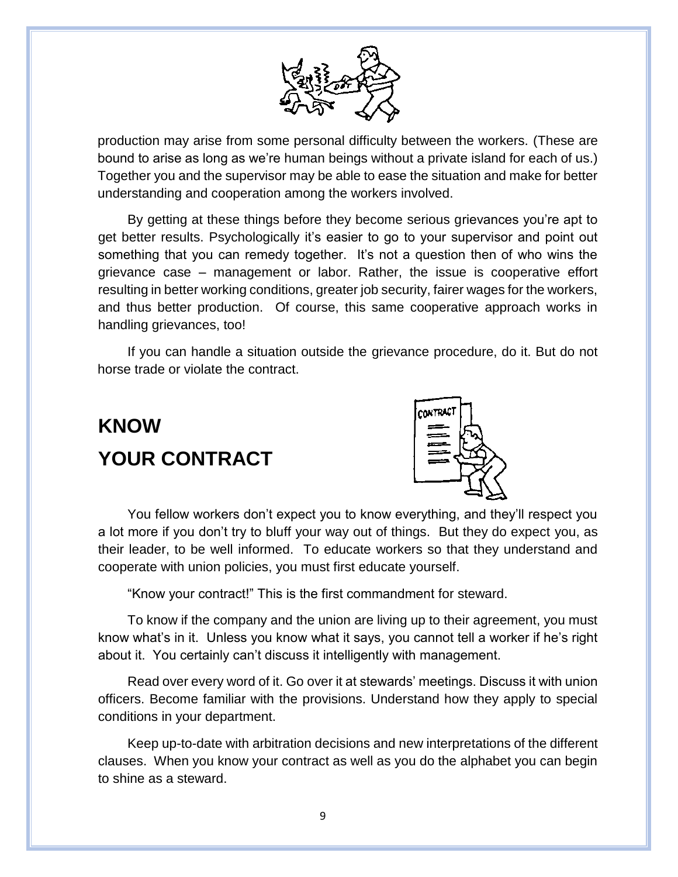production may arise from some personal difficulty between the workers. (These are bound to arise as long as we're human beings without a private island for each of us.) Together you and the supervisor may be able to ease the situation and make for better understanding and cooperation among the workers involved.

By getting at these things before they become serious grievances you're apt to get better results. Psychologically it's easier to go to your supervisor and point out something that you can remedy together. It's not a question then of who wins the grievance case – management or labor. Rather, the issue is cooperative effort resulting in better working conditions, greater job security, fairer wages for the workers, and thus better production. Of course, this same cooperative approach works in handling grievances, too!

If you can handle a situation outside the grievance procedure, do it. But do not horse trade or violate the contract.

## KNOW YOUR CONTRACT

You fellow workers don't expect you to know everything, and they'll respect you a lot more if you don't try to bluff your way out of things. But they do expect you, as their leader, to be well informed. To educate workers so that they understand and cooperate with union policies, you must first educate yourself.

"Know your contract!" This is the first commandment for steward.

To know if the company and the union are living up to their agreement, you must know what's in it. Unless you know what it says, you cannot tell a worker if he's right about it. You certainly can't discuss it intelligently with management.

Read over every word of it. Go over it at stewards' meetings. Discuss it with union officers. Become familiar with the provisions. Understand how they apply to special conditions in your department.

Keep up-to-date with arbitration decisions and new interpretations of the different clauses. When you know your contract as well as you do the alphabet you can begin to shine as a steward.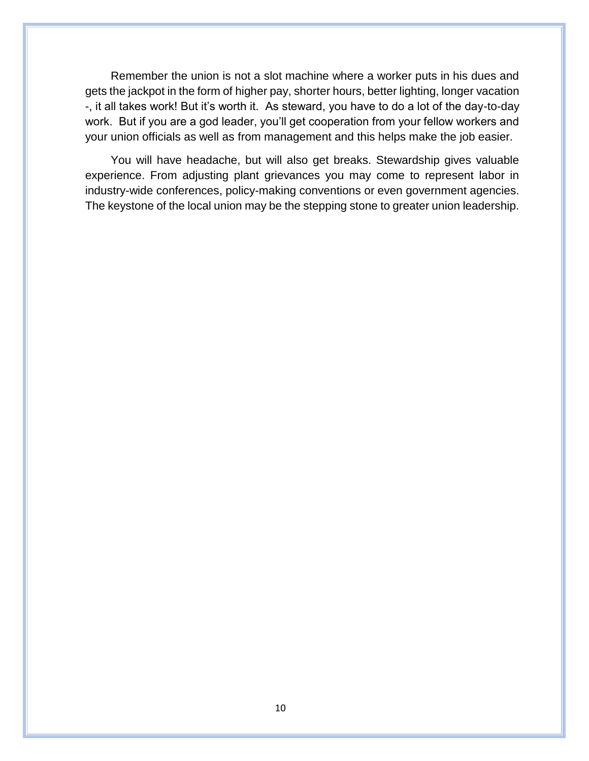Remember the union is not a slot machine where a worker puts in his dues and gets the jackpot in the form of higher pay, shorter hours, better lighting, longer vacation -, it all takes work! But it's worth it. As steward, you have to do a lot of the day-to-day work. But if you are a god leader, you'll get cooperation from your fellow workers and your union officials as well as from management and this helps make the job easier.

You will have headache, but will also get breaks. Stewardship gives valuable experience. From adjusting plant grievances you may come to represent labor in industry-wide conferences, policy-making conventions or even government agencies. The keystone of the local union may be the stepping stone to greater union leadership.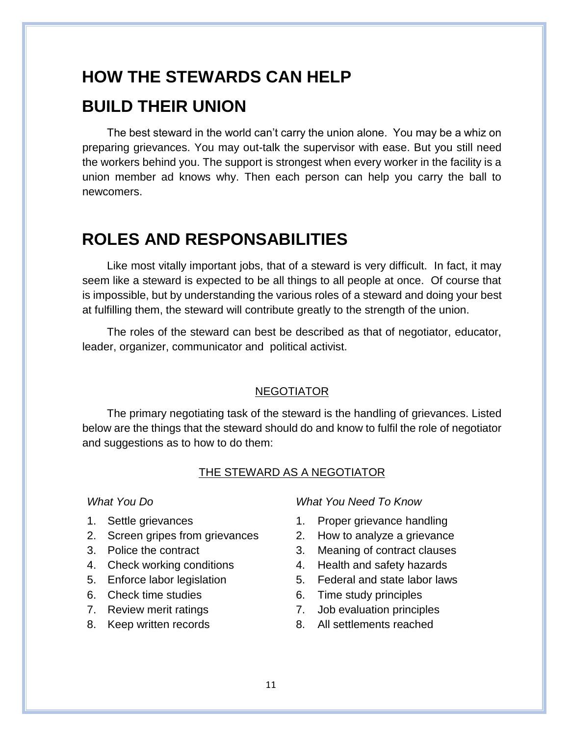# HOW THE STEWARDS CAN HELP BUILD THEIR UNION

The best steward in the world can't carry the union alone. You may be a whiz on preparing grievances. You may out-talk the supervisor with ease. But you still need the workers behind you. The support is strongest when every worker in the facility is a union member ad knows why. Then each person can help you carry the ball to newcomers.

# ROLES AND RESPONSABILITIES

Like most vitally important jobs, that of a steward is very difficult. In fact, it may seem like a steward is expected to be all things to all people at once. Of course that is impossible, but by understanding the various roles of a steward and doing your best at fulfilling them, the steward will contribute greatly to the strength of the union.

The roles of the steward can best be described as that of negotiator, educator, leader, organizer, communicator and political activist.

## NEGOTIATOR

The primary negotiating task of the steward is the handling of grievances. Listed below are the things that the steward should do and know to fulfil the role of negotiator and suggestions as to how to do them:

### THE STEWARD AS A NEGOTIATOR

| *What You Do* | *What You Need To Know* |
|---|---|
| 1. Settle grievances | 1. Proper grievance handling |
| 2. Screen gripes from grievances | 2. How to analyze a grievance |
| 3. Police the contract | 3. Meaning of contract clauses |
| 4. Check working conditions | 4. Health and safety hazards |
| 5. Enforce labor legislation | 5. Federal and state labor laws |
| 6. Check time studies | 6. Time study principles |
| 7. Review merit ratings | 7. Job evaluation principles |
| 8. Keep written records | 8. All settlements reached |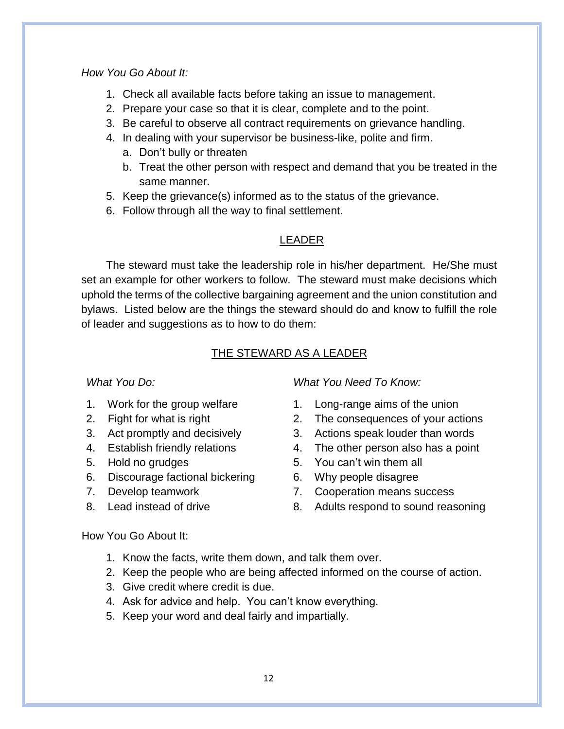*How You Go About It:*

1. Check all available facts before taking an issue to management.
2. Prepare your case so that it is clear, complete and to the point.
3. Be careful to observe all contract requirements on grievance handling.
4. In dealing with your supervisor be business-like, polite and firm.
   a. Don't bully or threaten
   b. Treat the other person with respect and demand that you be treated in the same manner.
5. Keep the grievance(s) informed as to the status of the grievance.
6. Follow through all the way to final settlement.

## LEADER

The steward must take the leadership role in his/her department. He/She must set an example for other workers to follow. The steward must make decisions which uphold the terms of the collective bargaining agreement and the union constitution and bylaws. Listed below are the things the steward should do and know to fulfill the role of leader and suggestions as to how to do them:

## THE STEWARD AS A LEADER

*What You Do:*

1. Work for the group welfare
2. Fight for what is right
3. Act promptly and decisively
4. Establish friendly relations
5. Hold no grudges
6. Discourage factional bickering
7. Develop teamwork
8. Lead instead of drive

*What You Need To Know:*

1. Long-range aims of the union
2. The consequences of your actions
3. Actions speak louder than words
4. The other person also has a point
5. You can't win them all
6. Why people disagree
7. Cooperation means success
8. Adults respond to sound reasoning

How You Go About It:

1. Know the facts, write them down, and talk them over.
2. Keep the people who are being affected informed on the course of action.
3. Give credit where credit is due.
4. Ask for advice and help. You can't know everything.
5. Keep your word and deal fairly and impartially.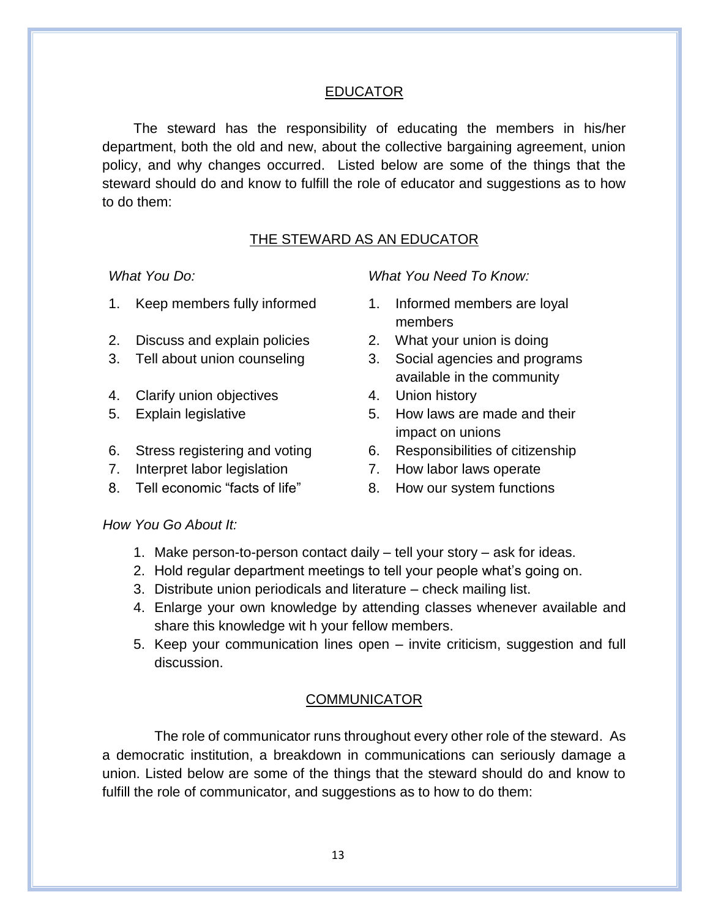## EDUCATOR

The steward has the responsibility of educating the members in his/her department, both the old and new, about the collective bargaining agreement, union policy, and why changes occurred. Listed below are some of the things that the steward should do and know to fulfill the role of educator and suggestions as to how to do them:

### THE STEWARD AS AN EDUCATOR

| *What You Do:* | *What You Need To Know:* |
|---|---|
| 1. Keep members fully informed | 1. Informed members are loyal members |
| 2. Discuss and explain policies | 2. What your union is doing |
| 3. Tell about union counseling | 3. Social agencies and programs available in the community |
| 4. Clarify union objectives | 4. Union history |
| 5. Explain legislative | 5. How laws are made and their impact on unions |
| 6. Stress registering and voting | 6. Responsibilities of citizenship |
| 7. Interpret labor legislation | 7. How labor laws operate |
| 8. Tell economic “facts of life” | 8. How our system functions |

*How You Go About It:*

1. Make person-to-person contact daily – tell your story – ask for ideas.
2. Hold regular department meetings to tell your people what’s going on.
3. Distribute union periodicals and literature – check mailing list.
4. Enlarge your own knowledge by attending classes whenever available and share this knowledge wit h your fellow members.
5. Keep your communication lines open – invite criticism, suggestion and full discussion.

## COMMUNICATOR

The role of communicator runs throughout every other role of the steward. As a democratic institution, a breakdown in communications can seriously damage a union. Listed below are some of the things that the steward should do and know to fulfill the role of communicator, and suggestions as to how to do them: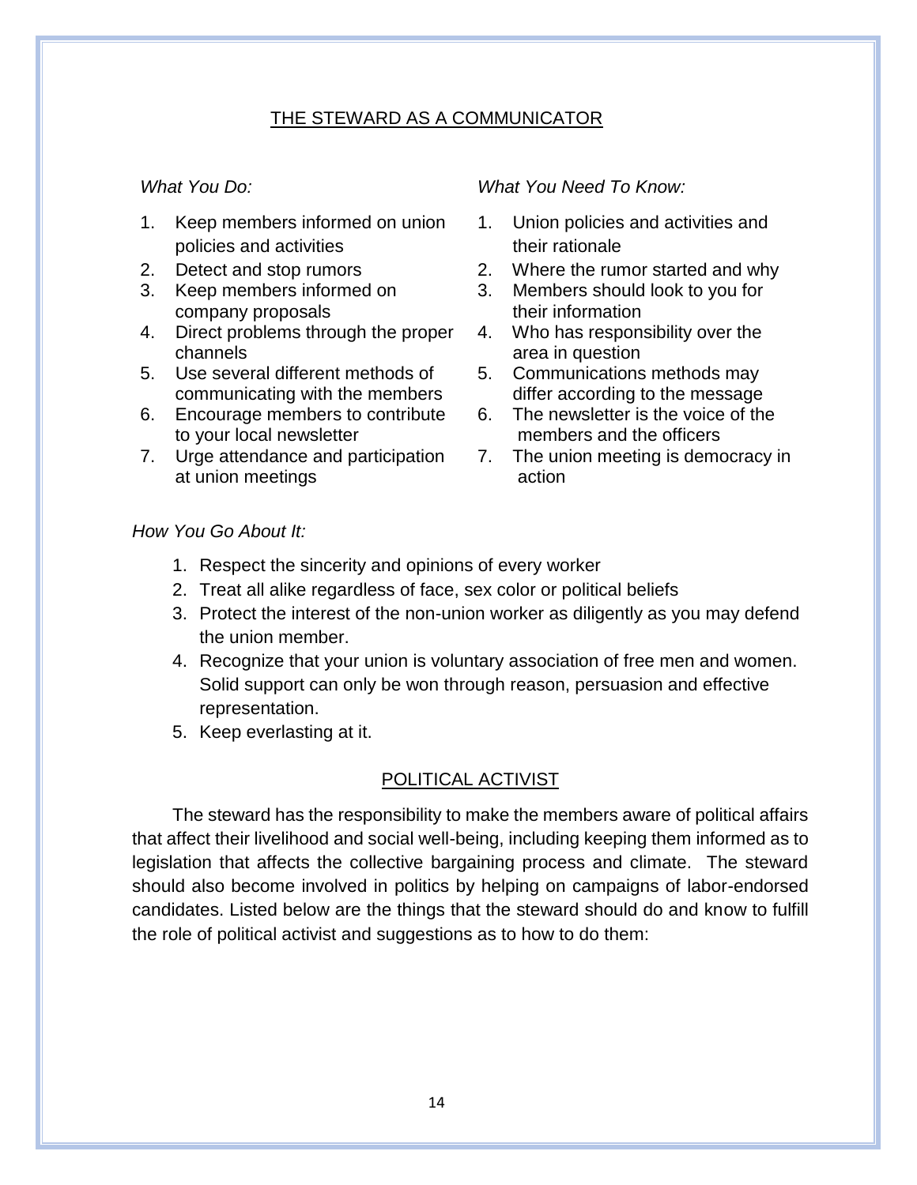## THE STEWARD AS A COMMUNICATOR

| *What You Do:* | *What You Need To Know:* |
|---|---|
| 1. Keep members informed on union policies and activities | 1. Union policies and activities and their rationale |
| 2. Detect and stop rumors | 2. Where the rumor started and why |
| 3. Keep members informed on company proposals | 3. Members should look to you for their information |
| 4. Direct problems through the proper channels | 4. Who has responsibility over the area in question |
| 5. Use several different methods of communicating with the members | 5. Communications methods may differ according to the message |
| 6. Encourage members to contribute to your local newsletter | 6. The newsletter is the voice of the members and the officers |
| 7. Urge attendance and participation at union meetings | 7. The union meeting is democracy in action |

*How You Go About It:*

1. Respect the sincerity and opinions of every worker
2. Treat all alike regardless of face, sex color or political beliefs
3. Protect the interest of the non-union worker as diligently as you may defend the union member.
4. Recognize that your union is voluntary association of free men and women. Solid support can only be won through reason, persuasion and effective representation.
5. Keep everlasting at it.

## POLITICAL ACTIVIST

The steward has the responsibility to make the members aware of political affairs that affect their livelihood and social well-being, including keeping them informed as to legislation that affects the collective bargaining process and climate. The steward should also become involved in politics by helping on campaigns of labor-endorsed candidates. Listed below are the things that the steward should do and know to fulfill the role of political activist and suggestions as to how to do them: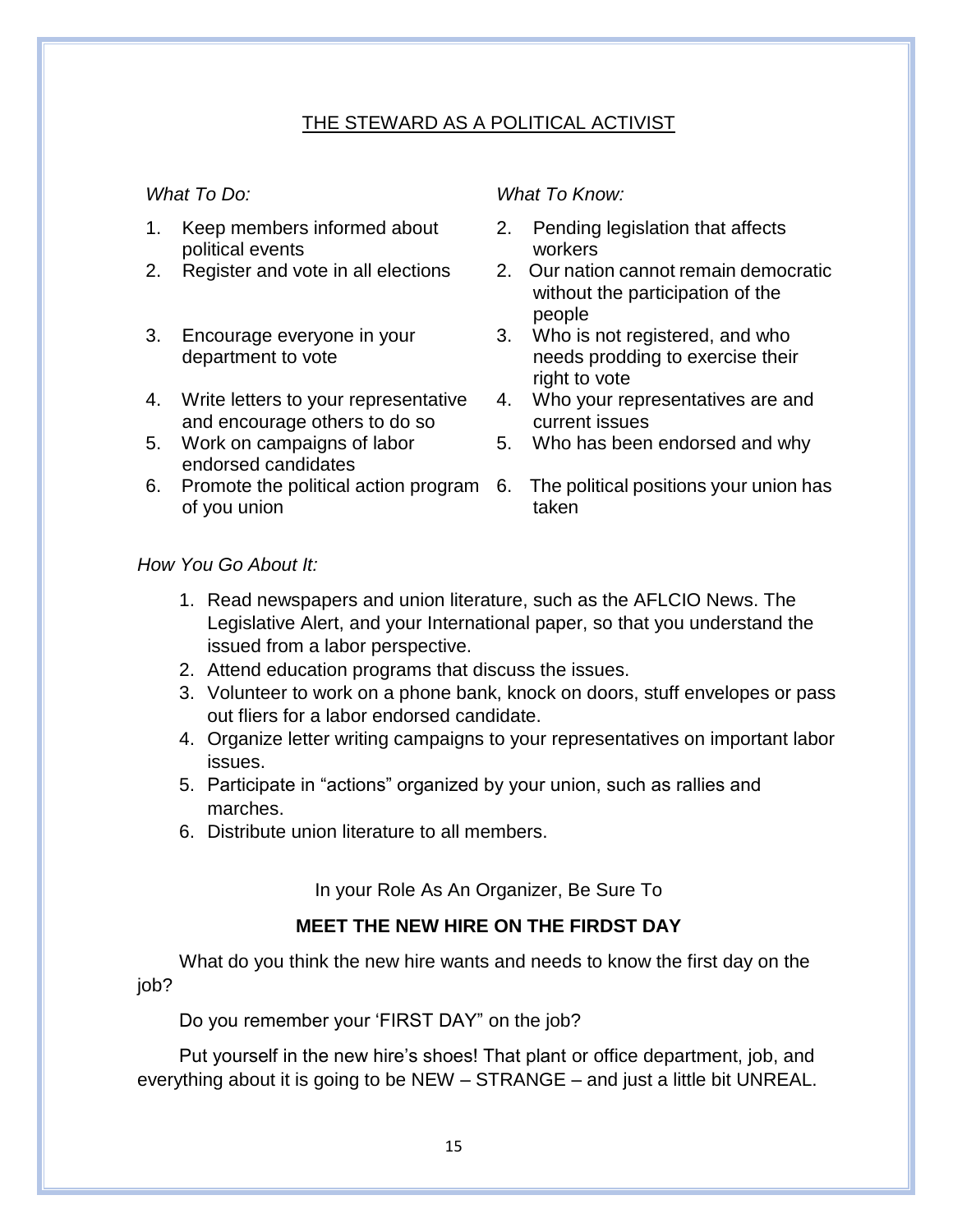## THE STEWARD AS A POLITICAL ACTIVIST

| *What To Do:* | *What To Know:* |
| --- | --- |
| 1. Keep members informed about political events | 2. Pending legislation that affects workers |
| 2. Register and vote in all elections | 2. Our nation cannot remain democratic without the participation of the people |
| 3. Encourage everyone in your department to vote | 3. Who is not registered, and who needs prodding to exercise their right to vote |
| 4. Write letters to your representative and encourage others to do so | 4. Who your representatives are and current issues |
| 5. Work on campaigns of labor endorsed candidates | 5. Who has been endorsed and why |
| 6. Promote the political action program of you union | 6. The political positions your union has taken |

*How You Go About It:*

1. Read newspapers and union literature, such as the AFLCIO News. The Legislative Alert, and your International paper, so that you understand the issued from a labor perspective.
2. Attend education programs that discuss the issues.
3. Volunteer to work on a phone bank, knock on doors, stuff envelopes or pass out fliers for a labor endorsed candidate.
4. Organize letter writing campaigns to your representatives on important labor issues.
5. Participate in "actions" organized by your union, such as rallies and marches.
6. Distribute union literature to all members.

In your Role As An Organizer, Be Sure To

**MEET THE NEW HIRE ON THE FIRDST DAY**

What do you think the new hire wants and needs to know the first day on the job?

Do you remember your 'FIRST DAY" on the job?

Put yourself in the new hire's shoes! That plant or office department, job, and everything about it is going to be NEW – STRANGE – and just a little bit UNREAL.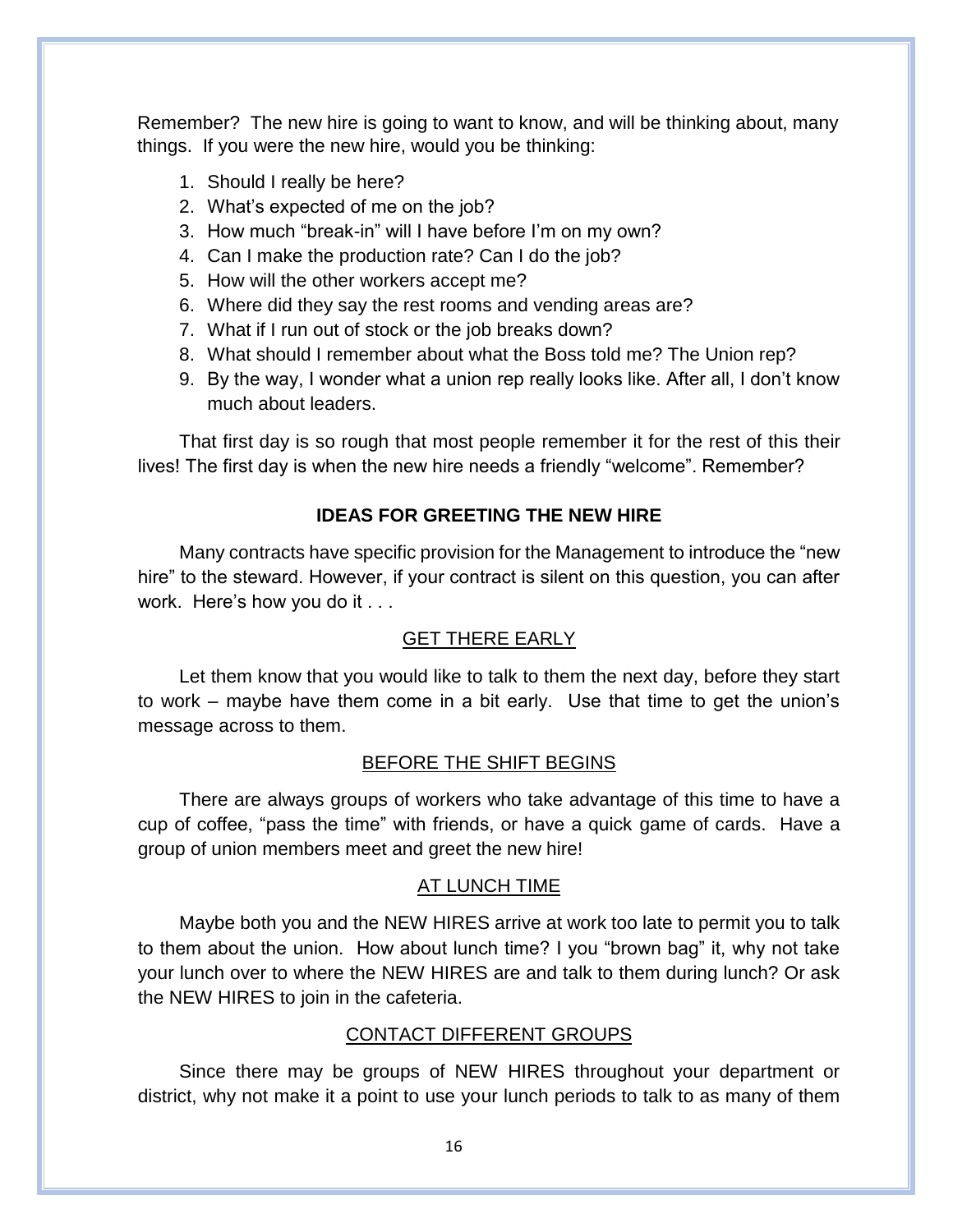Remember? The new hire is going to want to know, and will be thinking about, many things. If you were the new hire, would you be thinking:

1. Should I really be here?
2. What's expected of me on the job?
3. How much "break-in" will I have before I'm on my own?
4. Can I make the production rate? Can I do the job?
5. How will the other workers accept me?
6. Where did they say the rest rooms and vending areas are?
7. What if I run out of stock or the job breaks down?
8. What should I remember about what the Boss told me? The Union rep?
9. By the way, I wonder what a union rep really looks like. After all, I don't know much about leaders.

That first day is so rough that most people remember it for the rest of this their lives! The first day is when the new hire needs a friendly "welcome". Remember?

## IDEAS FOR GREETING THE NEW HIRE

Many contracts have specific provision for the Management to introduce the "new hire" to the steward. However, if your contract is silent on this question, you can after work. Here's how you do it . . .

### GET THERE EARLY

Let them know that you would like to talk to them the next day, before they start to work – maybe have them come in a bit early. Use that time to get the union's message across to them.

### BEFORE THE SHIFT BEGINS

There are always groups of workers who take advantage of this time to have a cup of coffee, "pass the time" with friends, or have a quick game of cards. Have a group of union members meet and greet the new hire!

### AT LUNCH TIME

Maybe both you and the NEW HIRES arrive at work too late to permit you to talk to them about the union. How about lunch time? I you "brown bag" it, why not take your lunch over to where the NEW HIRES are and talk to them during lunch? Or ask the NEW HIRES to join in the cafeteria.

### CONTACT DIFFERENT GROUPS

Since there may be groups of NEW HIRES throughout your department or district, why not make it a point to use your lunch periods to talk to as many of them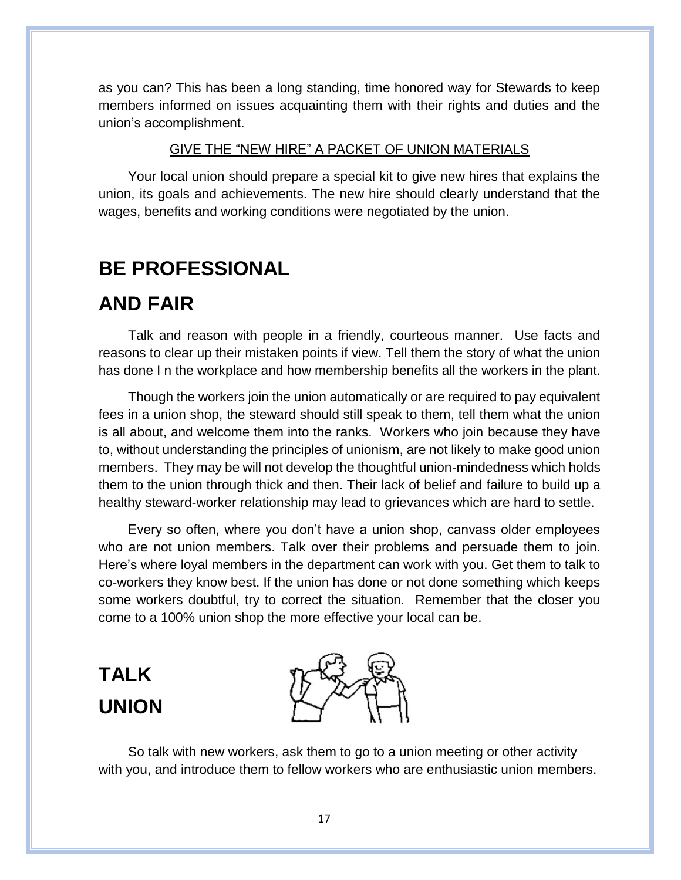as you can? This has been a long standing, time honored way for Stewards to keep members informed on issues acquainting them with their rights and duties and the union's accomplishment.

GIVE THE "NEW HIRE" A PACKET OF UNION MATERIALS

Your local union should prepare a special kit to give new hires that explains the union, its goals and achievements. The new hire should clearly understand that the wages, benefits and working conditions were negotiated by the union.

## BE PROFESSIONAL AND FAIR

Talk and reason with people in a friendly, courteous manner. Use facts and reasons to clear up their mistaken points if view. Tell them the story of what the union has done I n the workplace and how membership benefits all the workers in the plant.

Though the workers join the union automatically or are required to pay equivalent fees in a union shop, the steward should still speak to them, tell them what the union is all about, and welcome them into the ranks. Workers who join because they have to, without understanding the principles of unionism, are not likely to make good union members. They may be will not develop the thoughtful union-mindedness which holds them to the union through thick and then. Their lack of belief and failure to build up a healthy steward-worker relationship may lead to grievances which are hard to settle.

Every so often, where you don't have a union shop, canvass older employees who are not union members. Talk over their problems and persuade them to join. Here's where loyal members in the department can work with you. Get them to talk to co-workers they know best. If the union has done or not done something which keeps some workers doubtful, try to correct the situation. Remember that the closer you come to a 100% union shop the more effective your local can be.

## TALK UNION

So talk with new workers, ask them to go to a union meeting or other activity with you, and introduce them to fellow workers who are enthusiastic union members.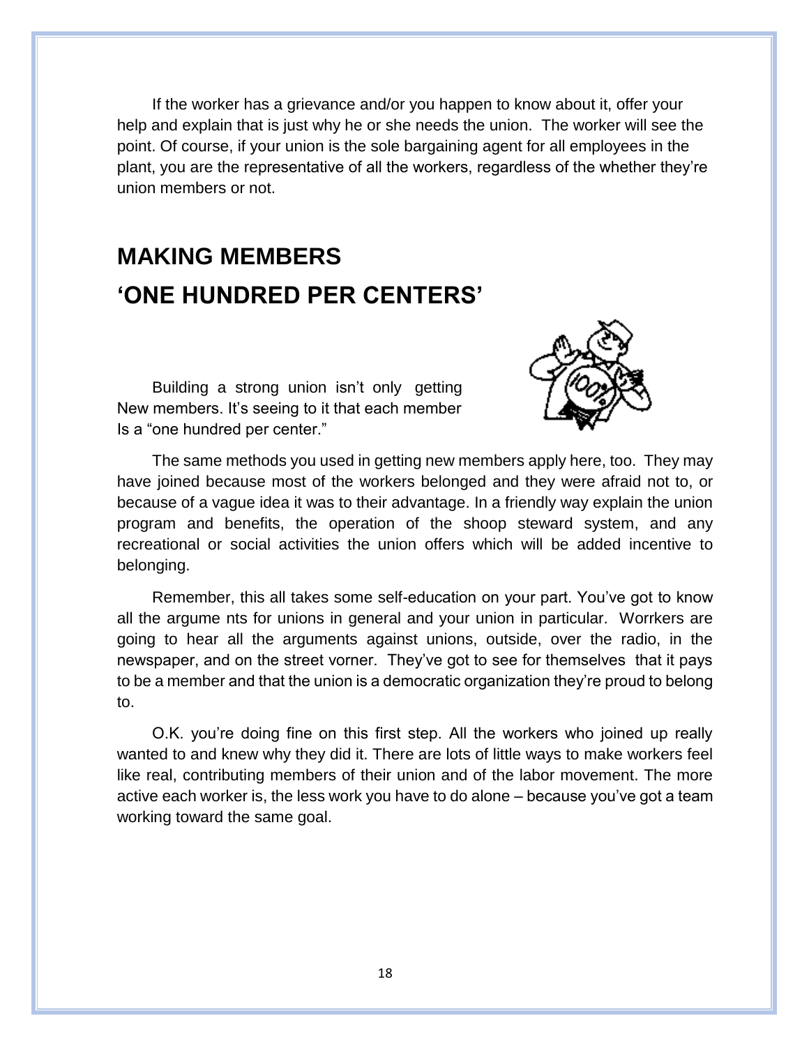If the worker has a grievance and/or you happen to know about it, offer your help and explain that is just why he or she needs the union. The worker will see the point. Of course, if your union is the sole bargaining agent for all employees in the plant, you are the representative of all the workers, regardless of the whether they're union members or not.

## MAKING MEMBERS 'ONE HUNDRED PER CENTERS'

Building a strong union isn't only getting New members. It's seeing to it that each member Is a "one hundred per center."

The same methods you used in getting new members apply here, too. They may have joined because most of the workers belonged and they were afraid not to, or because of a vague idea it was to their advantage. In a friendly way explain the union program and benefits, the operation of the shoop steward system, and any recreational or social activities the union offers which will be added incentive to belonging.

Remember, this all takes some self-education on your part. You've got to know all the argume nts for unions in general and your union in particular. Worrkers are going to hear all the arguments against unions, outside, over the radio, in the newspaper, and on the street vorner. They've got to see for themselves that it pays to be a member and that the union is a democratic organization they're proud to belong to.

O.K. you're doing fine on this first step. All the workers who joined up really wanted to and knew why they did it. There are lots of little ways to make workers feel like real, contributing members of their union and of the labor movement. The more active each worker is, the less work you have to do alone – because you've got a team working toward the same goal.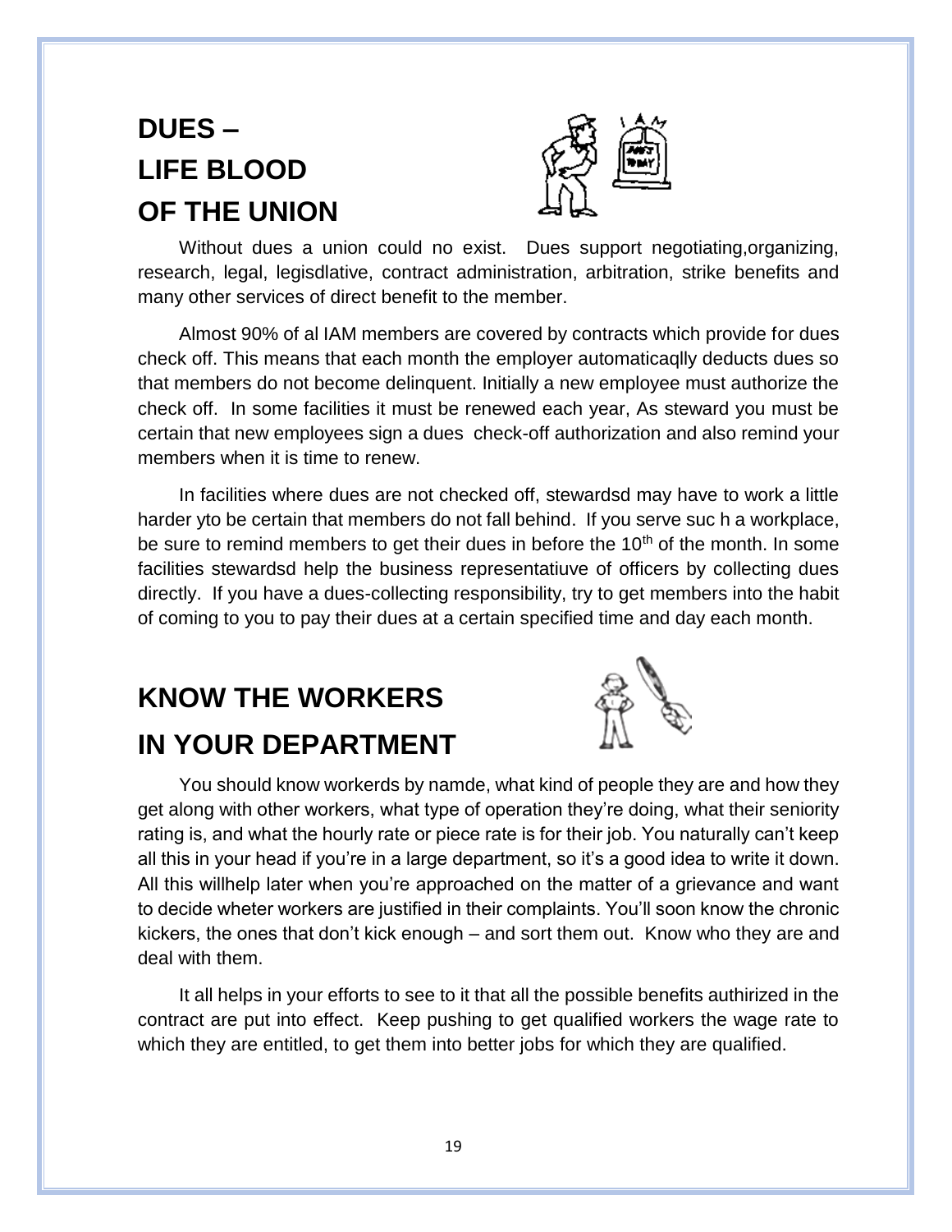# DUES –
# LIFE BLOOD
# OF THE UNION

Without dues a union could no exist. Dues support negotiating,organizing, research, legal, legisdlative, contract administration, arbitration, strike benefits and many other services of direct benefit to the member.

Almost 90% of al IAM members are covered by contracts which provide for dues check off. This means that each month the employer automaticaqlly deducts dues so that members do not become delinquent. Initially a new employee must authorize the check off. In some facilities it must be renewed each year, As steward you must be certain that new employees sign a dues check-off authorization and also remind your members when it is time to renew.

In facilities where dues are not checked off, stewardsd may have to work a little harder yto be certain that members do not fall behind. If you serve suc h a workplace, be sure to remind members to get their dues in before the 10th of the month. In some facilities stewardsd help the business representatiuve of officers by collecting dues directly. If you have a dues-collecting responsibility, try to get members into the habit of coming to you to pay their dues at a certain specified time and day each month.

# KNOW THE WORKERS
# IN YOUR DEPARTMENT

You should know workerds by namde, what kind of people they are and how they get along with other workers, what type of operation they're doing, what their seniority rating is, and what the hourly rate or piece rate is for their job. You naturally can't keep all this in your head if you're in a large department, so it's a good idea to write it down. All this willhelp later when you're approached on the matter of a grievance and want to decide wheter workers are justified in their complaints. You'll soon know the chronic kickers, the ones that don't kick enough – and sort them out. Know who they are and deal with them.

It all helps in your efforts to see to it that all the possible benefits authirized in the contract are put into effect. Keep pushing to get qualified workers the wage rate to which they are entitled, to get them into better jobs for which they are qualified.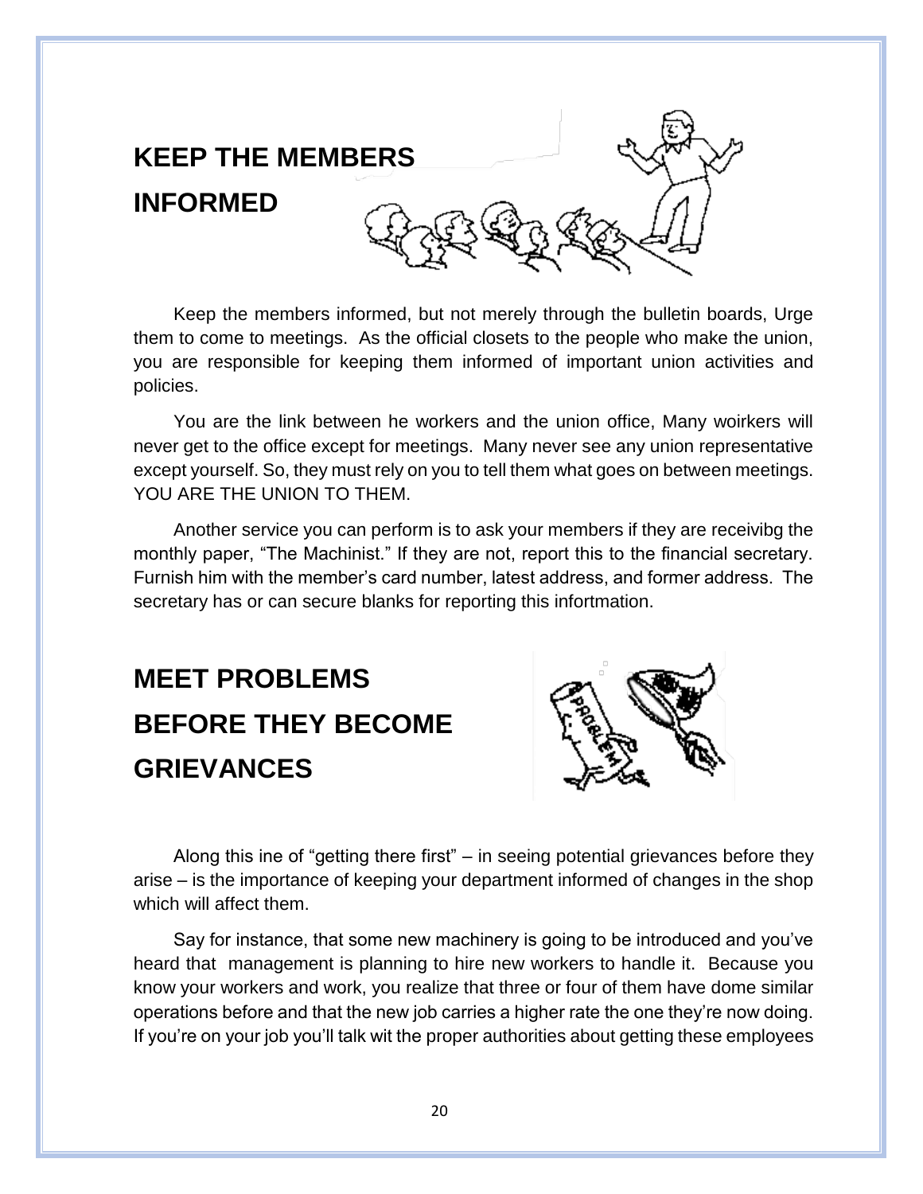## KEEP THE MEMBERS INFORMED

Keep the members informed, but not merely through the bulletin boards, Urge them to come to meetings. As the official closets to the people who make the union, you are responsible for keeping them informed of important union activities and policies.

You are the link between he workers and the union office, Many woirkers will never get to the office except for meetings. Many never see any union representative except yourself. So, they must rely on you to tell them what goes on between meetings. YOU ARE THE UNION TO THEM.

Another service you can perform is to ask your members if they are receivibg the monthly paper, "The Machinist." If they are not, report this to the financial secretary. Furnish him with the member's card number, latest address, and former address. The secretary has or can secure blanks for reporting this infortmation.

## MEET PROBLEMS BEFORE THEY BECOME GRIEVANCES

Along this ine of "getting there first" – in seeing potential grievances before they arise – is the importance of keeping your department informed of changes in the shop which will affect them.

Say for instance, that some new machinery is going to be introduced and you've heard that management is planning to hire new workers to handle it. Because you know your workers and work, you realize that three or four of them have dome similar operations before and that the new job carries a higher rate the one they're now doing. If you're on your job you'll talk wit the proper authorities about getting these employees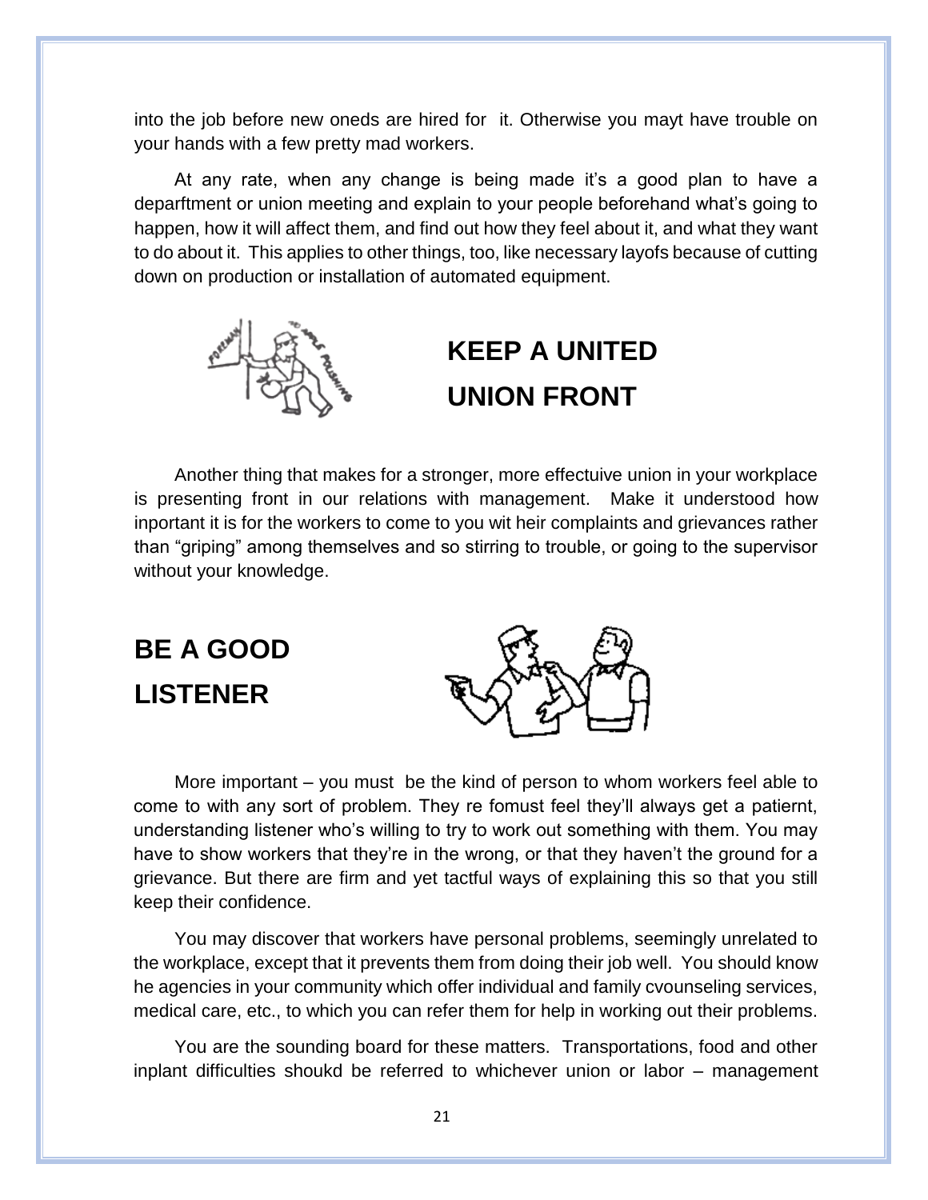into the job before new oneds are hired for it. Otherwise you mayt have trouble on your hands with a few pretty mad workers.

At any rate, when any change is being made it's a good plan to have a deparftment or union meeting and explain to your people beforehand what's going to happen, how it will affect them, and find out how they feel about it, and what they want to do about it. This applies to other things, too, like necessary layofs because of cutting down on production or installation of automated equipment.

## KEEP A UNITED UNION FRONT

Another thing that makes for a stronger, more effectuive union in your workplace is presenting front in our relations with management. Make it understood how inportant it is for the workers to come to you wit heir complaints and grievances rather than "griping" among themselves and so stirring to trouble, or going to the supervisor without your knowledge.

## BE A GOOD LISTENER

More important – you must be the kind of person to whom workers feel able to come to with any sort of problem. They re fomust feel they'll always get a patiernt, understanding listener who's willing to try to work out something with them. You may have to show workers that they're in the wrong, or that they haven't the ground for a grievance. But there are firm and yet tactful ways of explaining this so that you still keep their confidence.

You may discover that workers have personal problems, seemingly unrelated to the workplace, except that it prevents them from doing their job well. You should know he agencies in your community which offer individual and family cvounseling services, medical care, etc., to which you can refer them for help in working out their problems.

You are the sounding board for these matters. Transportations, food and other inplant difficulties shoukd be referred to whichever union or labor – management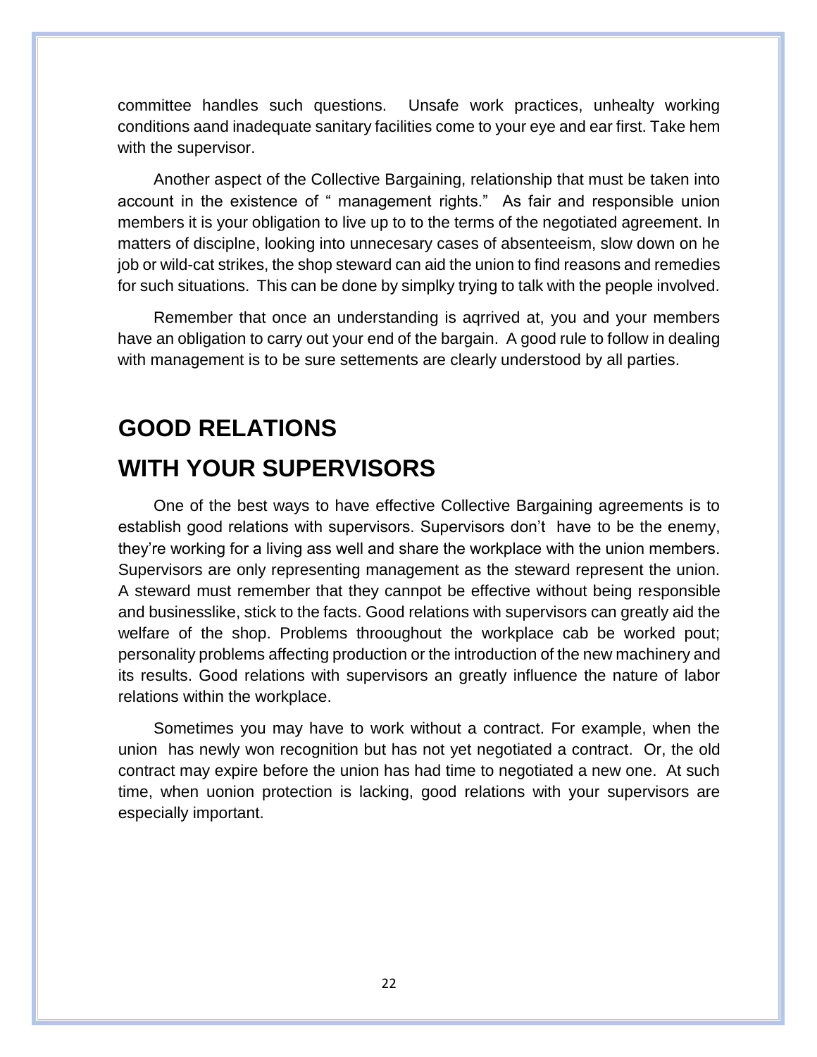committee handles such questions. Unsafe work practices, unhealty working conditions aand inadequate sanitary facilities come to your eye and ear first. Take hem with the supervisor.

Another aspect of the Collective Bargaining, relationship that must be taken into account in the existence of " management rights." As fair and responsible union members it is your obligation to live up to to the terms of the negotiated agreement. In matters of disciplne, looking into unnecesary cases of absenteeism, slow down on he job or wild-cat strikes, the shop steward can aid the union to find reasons and remedies for such situations. This can be done by simplky trying to talk with the people involved.

Remember that once an understanding is aqrrived at, you and your members have an obligation to carry out your end of the bargain. A good rule to follow in dealing with management is to be sure settements are clearly understood by all parties.

## GOOD RELATIONS WITH YOUR SUPERVISORS

One of the best ways to have effective Collective Bargaining agreements is to establish good relations with supervisors. Supervisors don't have to be the enemy, they're working for a living ass well and share the workplace with the union members. Supervisors are only representing management as the steward represent the union. A steward must remember that they cannpot be effective without being responsible and businesslike, stick to the facts. Good relations with supervisors can greatly aid the welfare of the shop. Problems throoughout the workplace cab be worked pout; personality problems affecting production or the introduction of the new machinery and its results. Good relations with supervisors an greatly influence the nature of labor relations within the workplace.

Sometimes you may have to work without a contract. For example, when the union has newly won recognition but has not yet negotiated a contract. Or, the old contract may expire before the union has had time to negotiated a new one. At such time, when uonion protection is lacking, good relations with your supervisors are especially important.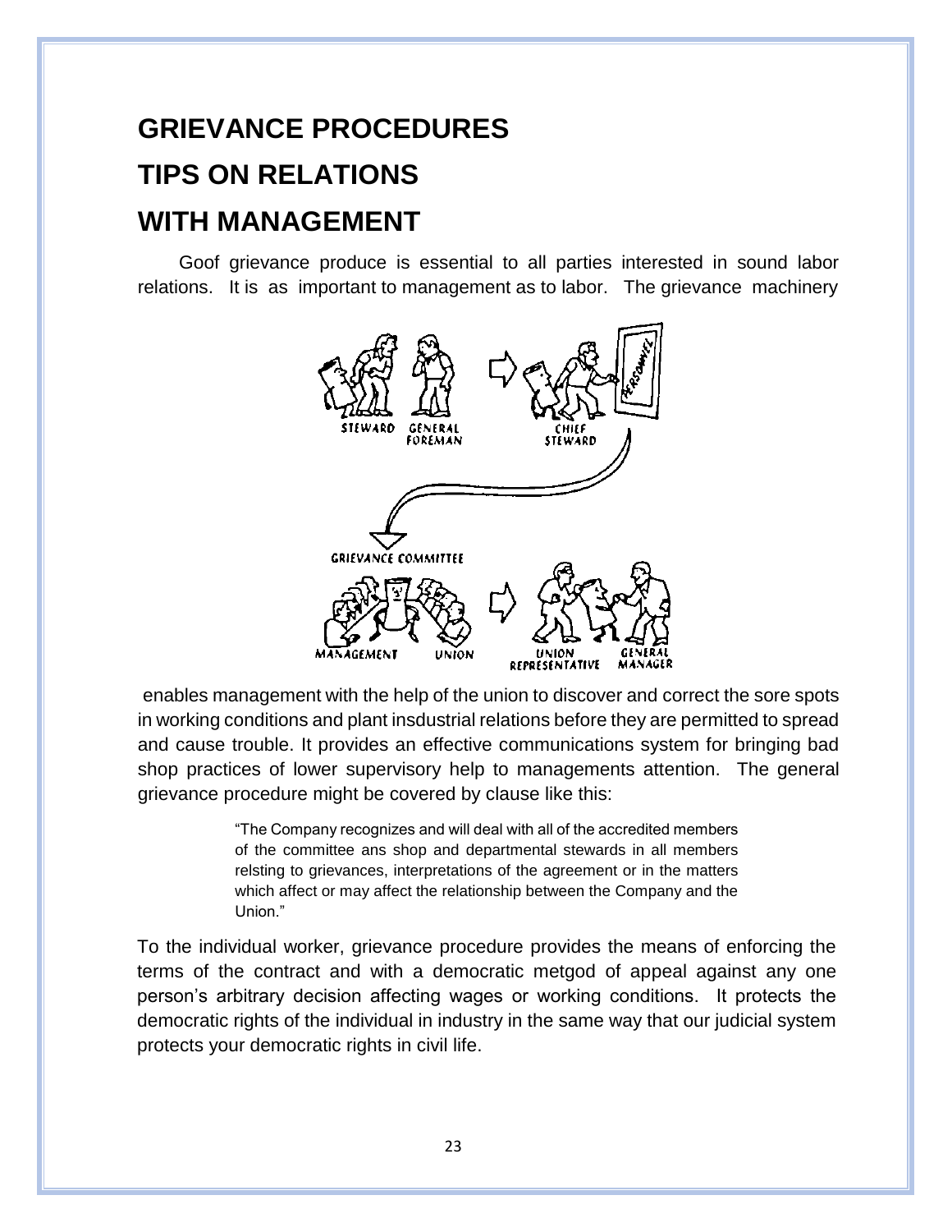# GRIEVANCE PROCEDURES
# TIPS ON RELATIONS
# WITH MANAGEMENT

Goof grievance produce is essential to all parties interested in sound labor relations. It is as important to management as to labor. The grievance machinery enables management with the help of the union to discover and correct the sore spots in working conditions and plant insdustrial relations before they are permitted to spread and cause trouble. It provides an effective communications system for bringing bad shop practices of lower supervisory help to managements attention. The general grievance procedure might be covered by clause like this:

> "The Company recognizes and will deal with all of the accredited members of the committee ans shop and departmental stewards in all members relsting to grievances, interpretations of the agreement or in the matters which affect or may affect the relationship between the Company and the Union."

To the individual worker, grievance procedure provides the means of enforcing the terms of the contract and with a democratic metgod of appeal against any one person's arbitrary decision affecting wages or working conditions. It protects the democratic rights of the individual in industry in the same way that our judicial system protects your democratic rights in civil life.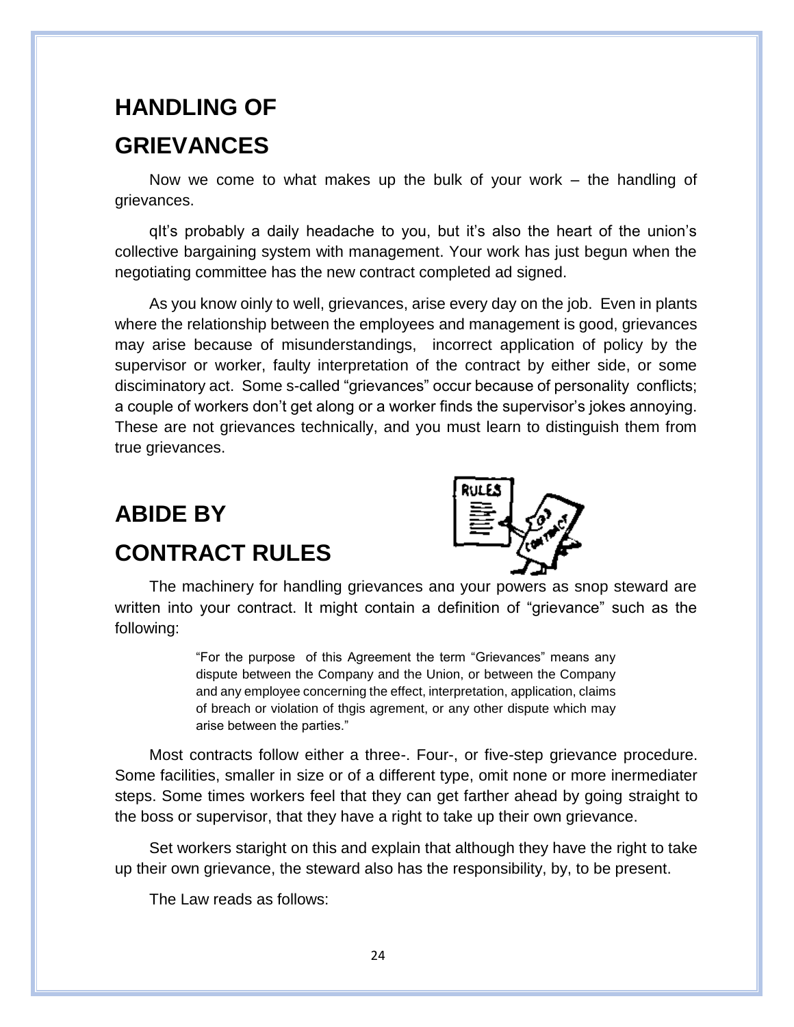## HANDLING OF GRIEVANCES

Now we come to what makes up the bulk of your work – the handling of grievances.

qIt's probably a daily headache to you, but it's also the heart of the union's collective bargaining system with management. Your work has just begun when the negotiating committee has the new contract completed ad signed.

As you know oinly to well, grievances, arise every day on the job. Even in plants where the relationship between the employees and management is good, grievances may arise because of misunderstandings, incorrect application of policy by the supervisor or worker, faulty interpretation of the contract by either side, or some disciminatory act. Some s-called "grievances" occur because of personality conflicts; a couple of workers don't get along or a worker finds the supervisor's jokes annoying. These are not grievances technically, and you must learn to distinguish them from true grievances.

## ABIDE BY CONTRACT RULES

The machinery for handling grievances and your powers as shop steward are written into your contract. It might contain a definition of "grievance" such as the following:

> "For the purpose of this Agreement the term "Grievances" means any dispute between the Company and the Union, or between the Company and any employee concerning the effect, interpretation, application, claims of breach or violation of thgis agrement, or any other dispute which may arise between the parties."

Most contracts follow either a three-. Four-, or five-step grievance procedure. Some facilities, smaller in size or of a different type, omit none or more inermediater steps. Some times workers feel that they can get farther ahead by going straight to the boss or supervisor, that they have a right to take up their own grievance.

Set workers staright on this and explain that although they have the right to take up their own grievance, the steward also has the responsibility, by, to be present.

The Law reads as follows: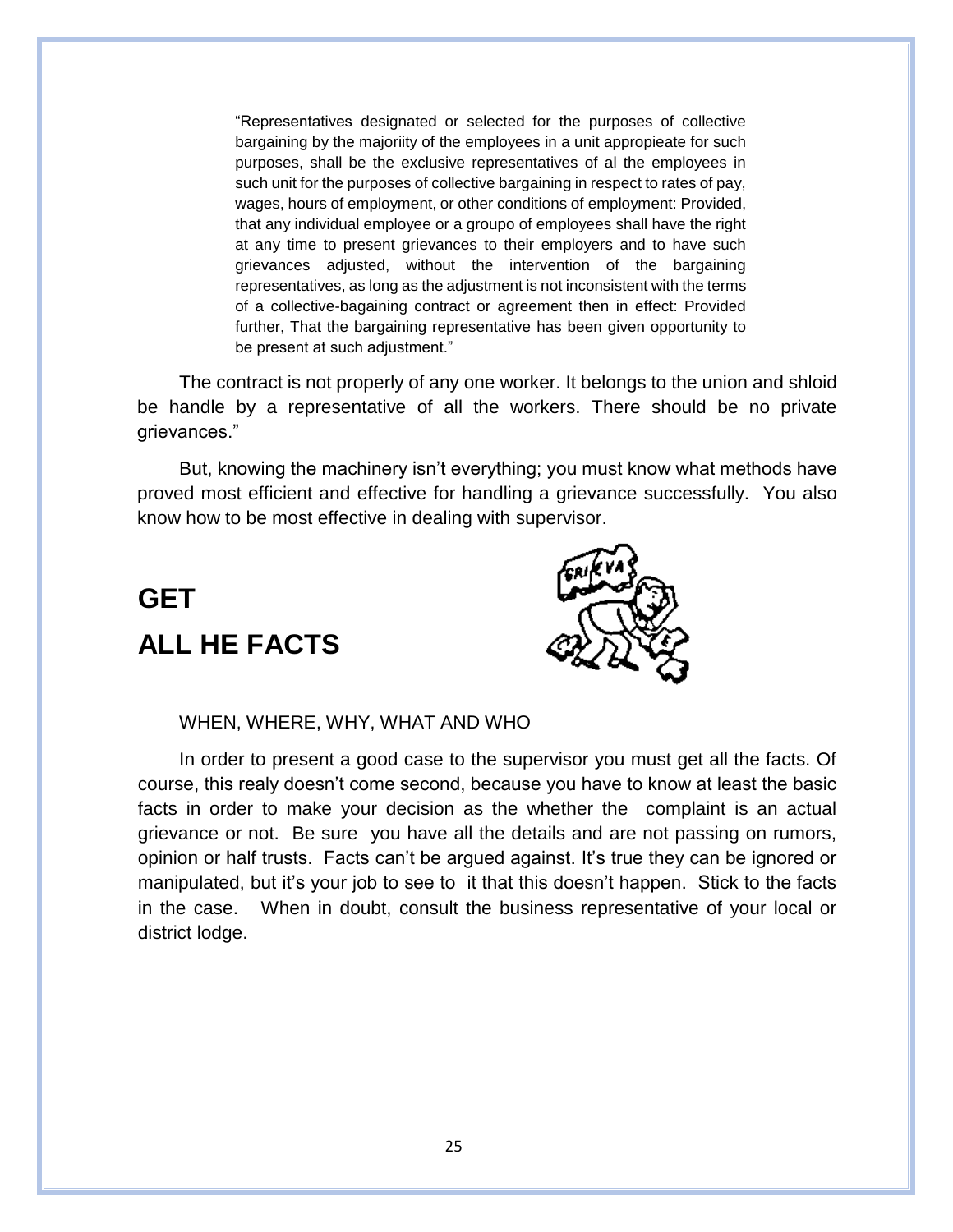> "Representatives designated or selected for the purposes of collective bargaining by the majoriity of the employees in a unit appropieate for such purposes, shall be the exclusive representatives of al the employees in such unit for the purposes of collective bargaining in respect to rates of pay, wages, hours of employment, or other conditions of employment: Provided, that any individual employee or a groupo of employees shall have the right at any time to present grievances to their employers and to have such grievances adjusted, without the intervention of the bargaining representatives, as long as the adjustment is not inconsistent with the terms of a collective-bagaining contract or agreement then in effect: Provided further, That the bargaining representative has been given opportunity to be present at such adjustment."

The contract is not properly of any one worker. It belongs to the union and shloid be handle by a representative of all the workers. There should be no private grievances."

But, knowing the machinery isn't everything; you must know what methods have proved most efficient and effective for handling a grievance successfully. You also know how to be most effective in dealing with supervisor.

## GET ALL HE FACTS

WHEN, WHERE, WHY, WHAT AND WHO

In order to present a good case to the supervisor you must get all the facts. Of course, this realy doesn't come second, because you have to know at least the basic facts in order to make your decision as the whether the complaint is an actual grievance or not. Be sure you have all the details and are not passing on rumors, opinion or half trusts. Facts can't be argued against. It's true they can be ignored or manipulated, but it's your job to see to it that this doesn't happen. Stick to the facts in the case. When in doubt, consult the business representative of your local or district lodge.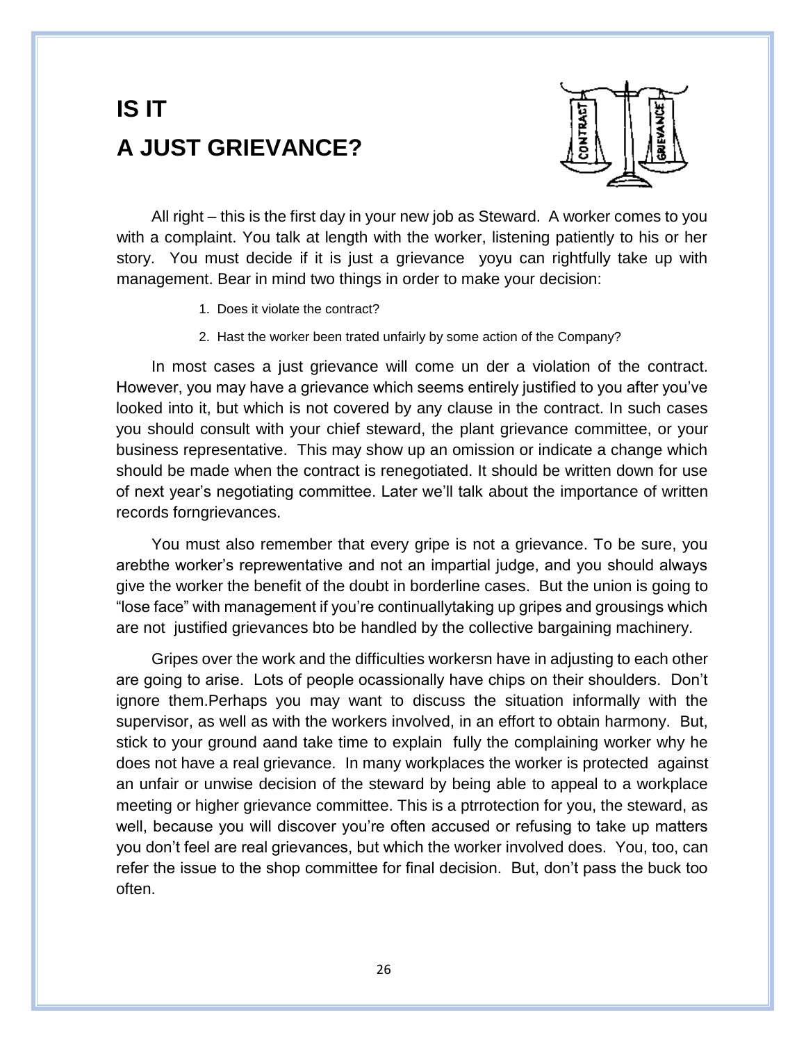# IS IT
# A JUST GRIEVANCE?

All right – this is the first day in your new job as Steward. A worker comes to you with a complaint. You talk at length with the worker, listening patiently to his or her story. You must decide if it is just a grievance yoyu can rightfully take up with management. Bear in mind two things in order to make your decision:

1. Does it violate the contract?
2. Hast the worker been trated unfairly by some action of the Company?

In most cases a just grievance will come un der a violation of the contract. However, you may have a grievance which seems entirely justified to you after you've looked into it, but which is not covered by any clause in the contract. In such cases you should consult with your chief steward, the plant grievance committee, or your business representative. This may show up an omission or indicate a change which should be made when the contract is renegotiated. It should be written down for use of next year's negotiating committee. Later we'll talk about the importance of written records forngrievances.

You must also remember that every gripe is not a grievance. To be sure, you arebthe worker's reprewentative and not an impartial judge, and you should always give the worker the benefit of the doubt in borderline cases. But the union is going to "lose face" with management if you're continuallytaking up gripes and grousings which are not justified grievances bto be handled by the collective bargaining machinery.

Gripes over the work and the difficulties workersn have in adjusting to each other are going to arise. Lots of people ocassionally have chips on their shoulders. Don't ignore them.Perhaps you may want to discuss the situation informally with the supervisor, as well as with the workers involved, in an effort to obtain harmony. But, stick to your ground aand take time to explain fully the complaining worker why he does not have a real grievance. In many workplaces the worker is protected against an unfair or unwise decision of the steward by being able to appeal to a workplace meeting or higher grievance committee. This is a ptrrotection for you, the steward, as well, because you will discover you're often accused or refusing to take up matters you don't feel are real grievances, but which the worker involved does. You, too, can refer the issue to the shop committee for final decision. But, don't pass the buck too often.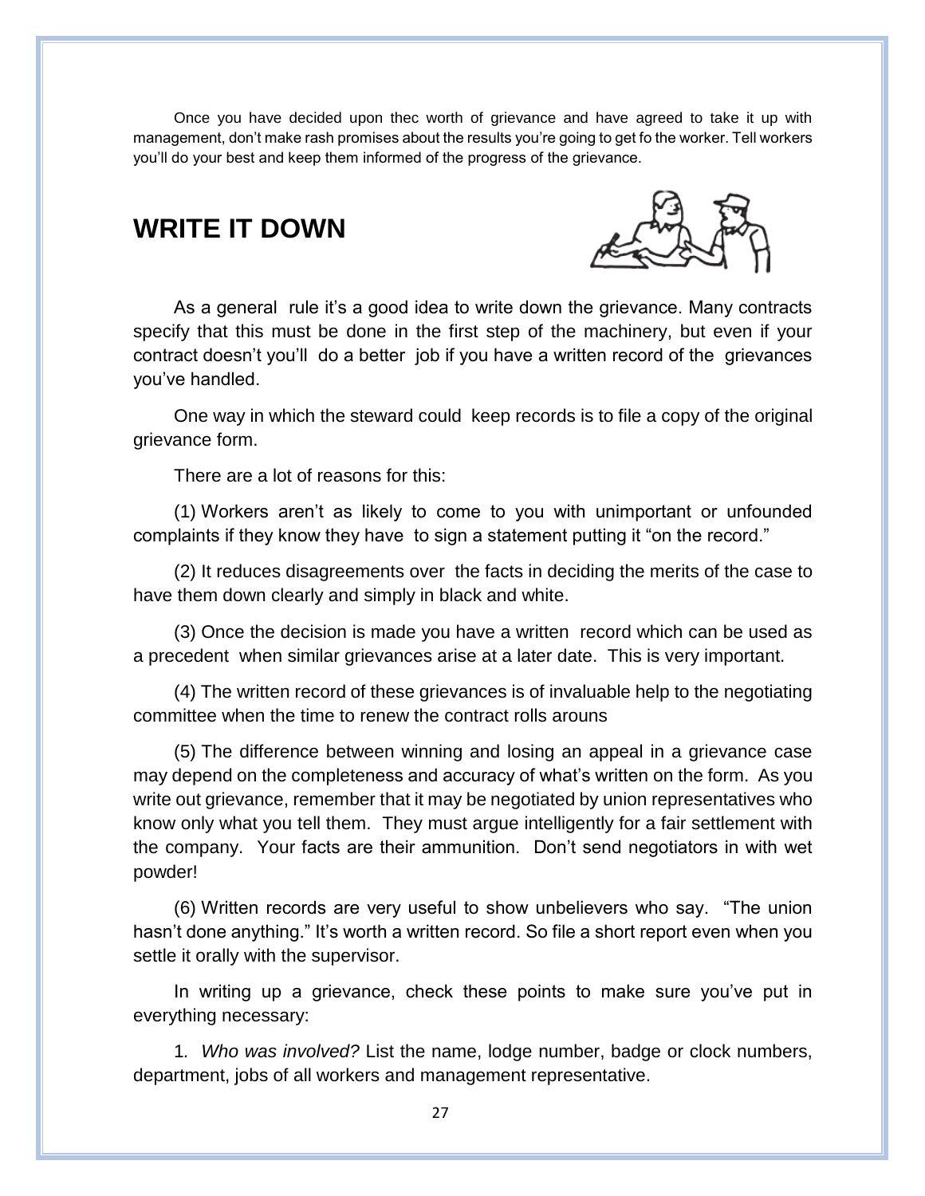Once you have decided upon thec worth of grievance and have agreed to take it up with management, don't make rash promises about the results you're going to get fo the worker. Tell workers you'll do your best and keep them informed of the progress of the grievance.

## WRITE IT DOWN

As a general rule it's a good idea to write down the grievance. Many contracts specify that this must be done in the first step of the machinery, but even if your contract doesn't you'll do a better job if you have a written record of the grievances you've handled.

One way in which the steward could keep records is to file a copy of the original grievance form.

There are a lot of reasons for this:

(1) Workers aren't as likely to come to you with unimportant or unfounded complaints if they know they have to sign a statement putting it "on the record."

(2) It reduces disagreements over the facts in deciding the merits of the case to have them down clearly and simply in black and white.

(3) Once the decision is made you have a written record which can be used as a precedent when similar grievances arise at a later date. This is very important.

(4) The written record of these grievances is of invaluable help to the negotiating committee when the time to renew the contract rolls arouns

(5) The difference between winning and losing an appeal in a grievance case may depend on the completeness and accuracy of what's written on the form. As you write out grievance, remember that it may be negotiated by union representatives who know only what you tell them. They must argue intelligently for a fair settlement with the company. Your facts are their ammunition. Don't send negotiators in with wet powder!

(6) Written records are very useful to show unbelievers who say. "The union hasn't done anything." It's worth a written record. So file a short report even when you settle it orally with the supervisor.

In writing up a grievance, check these points to make sure you've put in everything necessary:

1. *Who was involved?* List the name, lodge number, badge or clock numbers, department, jobs of all workers and management representative.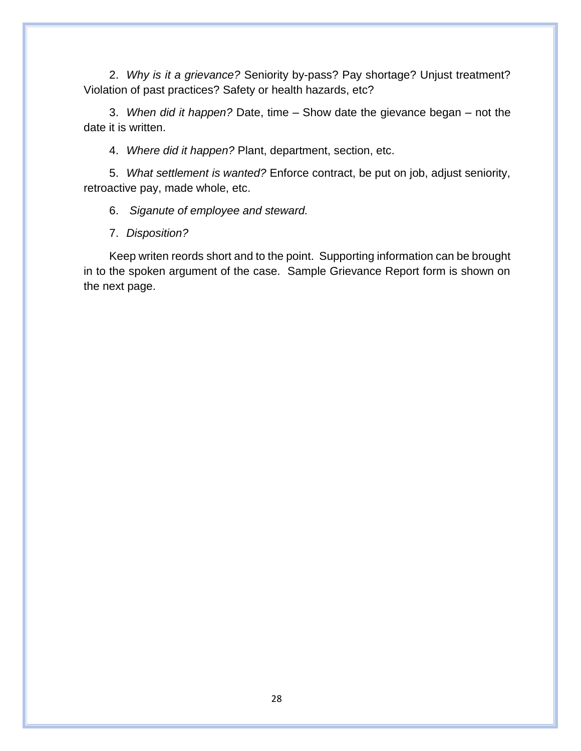2. *Why is it a grievance?* Seniority by-pass? Pay shortage? Unjust treatment? Violation of past practices? Safety or health hazards, etc?

3. *When did it happen?* Date, time – Show date the gievance began – not the date it is written.

4. *Where did it happen?* Plant, department, section, etc.

5. *What settlement is wanted?* Enforce contract, be put on job, adjust seniority, retroactive pay, made whole, etc.

6. *Siganute of employee and steward.*

7. *Disposition?*

Keep writen reords short and to the point. Supporting information can be brought in to the spoken argument of the case. Sample Grievance Report form is shown on the next page.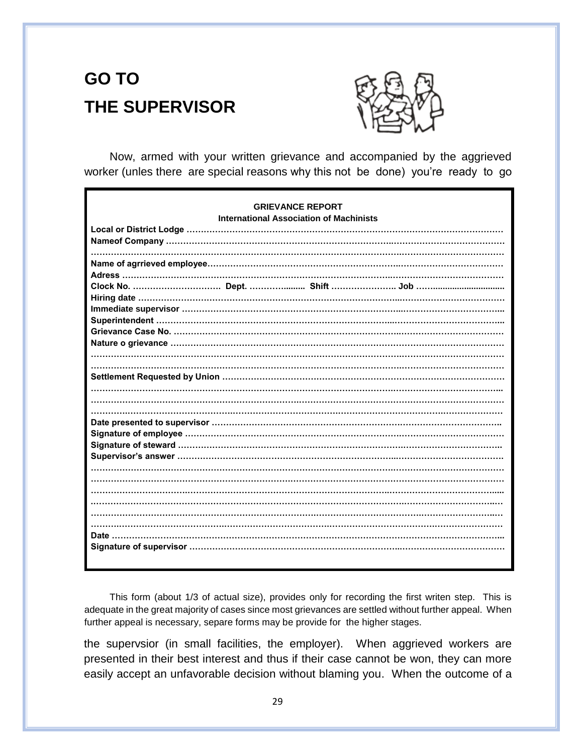# GO TO THE SUPERVISOR

Now, armed with your written grievance and accompanied by the aggrieved worker (unles there are special reasons why this not be done) you're ready to go

**GRIEVANCE REPORT**
**International Association of Machinists**

**Local or District Lodge** ……………………………………………………………………
**Nameof Company** ……………………………………………………………………
……………………………………………………………………………………
**Name of agrrieved employee**……………………………………………………………
**Adress** ……………………………………………………………………………
**Clock No.** ………………………… **Dept.** ……………… **Shift** ………………… **Job** ……………………
**Hiring date** ………………………………………………………………………
**Immediate supervisor** ………………………………………………………………
**Superintendent** ……………………………………………………………………
**Grievance Case No.** …………………………………………………………………
**Nature o grievance** …………………………………………………………………
……………………………………………………………………………………
……………………………………………………………………………………
**Settlement Requested by Union** ………………………………………………………
……………………………………………………………………………………
……………………………………………………………………………………
……………………………………………………………………………………
**Date presented to supervisor** …………………………………………………………
**Signature of employee** ………………………………………………………………
**Signature of steward** …………………………………………………………………
**Supervisor's answer** …………………………………………………………………
……………………………………………………………………………………
……………………………………………………………………………………
……………………………………………………………………………………
……………………………………………………………………………………
……………………………………………………………………………………
……………………………………………………………………………………
**Date** ………………………………………………………………………………
**Signature of supervisor** ……………………………………………………………

This form (about 1/3 of actual size), provides only for recording the first writen step. This is adequate in the great majority of cases since most grievances are settled without further appeal. When further appeal is necessary, separe forms may be provide for the higher stages.

the supervsior (in small facilities, the employer). When aggrieved workers are presented in their best interest and thus if their case cannot be won, they can more easily accept an unfavorable decision without blaming you. When the outcome of a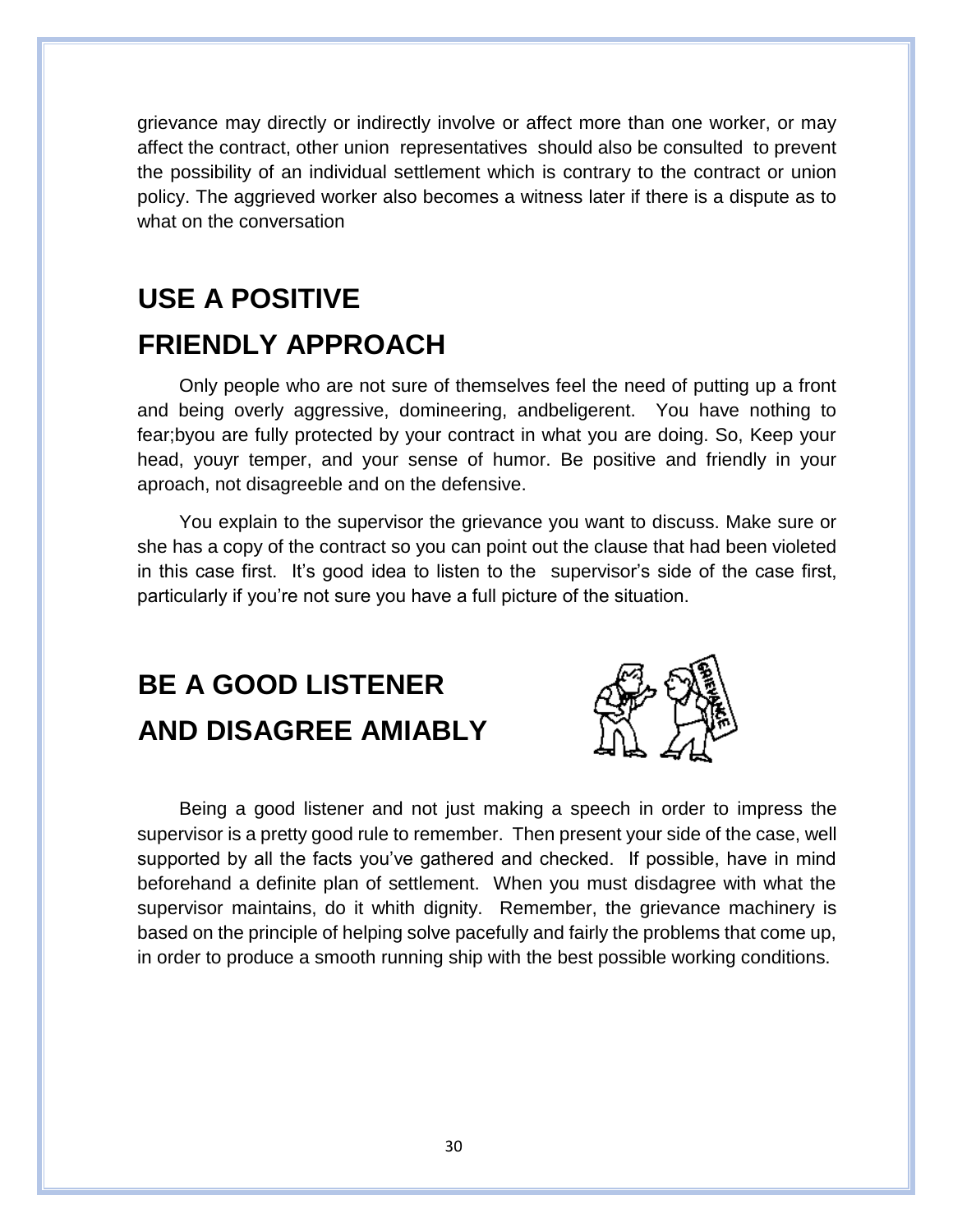grievance may directly or indirectly involve or affect more than one worker, or may affect the contract, other union representatives should also be consulted to prevent the possibility of an individual settlement which is contrary to the contract or union policy. The aggrieved worker also becomes a witness later if there is a dispute as to what on the conversation

## USE A POSITIVE FRIENDLY APPROACH

Only people who are not sure of themselves feel the need of putting up a front and being overly aggressive, domineering, andbeligerent. You have nothing to fear;byou are fully protected by your contract in what you are doing. So, Keep your head, youyr temper, and your sense of humor. Be positive and friendly in your aproach, not disagreeble and on the defensive.

You explain to the supervisor the grievance you want to discuss. Make sure or she has a copy of the contract so you can point out the clause that had been violeted in this case first. It's good idea to listen to the supervisor's side of the case first, particularly if you're not sure you have a full picture of the situation.

## BE A GOOD LISTENER AND DISAGREE AMIABLY

Being a good listener and not just making a speech in order to impress the supervisor is a pretty good rule to remember. Then present your side of the case, well supported by all the facts you've gathered and checked. If possible, have in mind beforehand a definite plan of settlement. When you must disdagree with what the supervisor maintains, do it whith dignity. Remember, the grievance machinery is based on the principle of helping solve pacefully and fairly the problems that come up, in order to produce a smooth running ship with the best possible working conditions.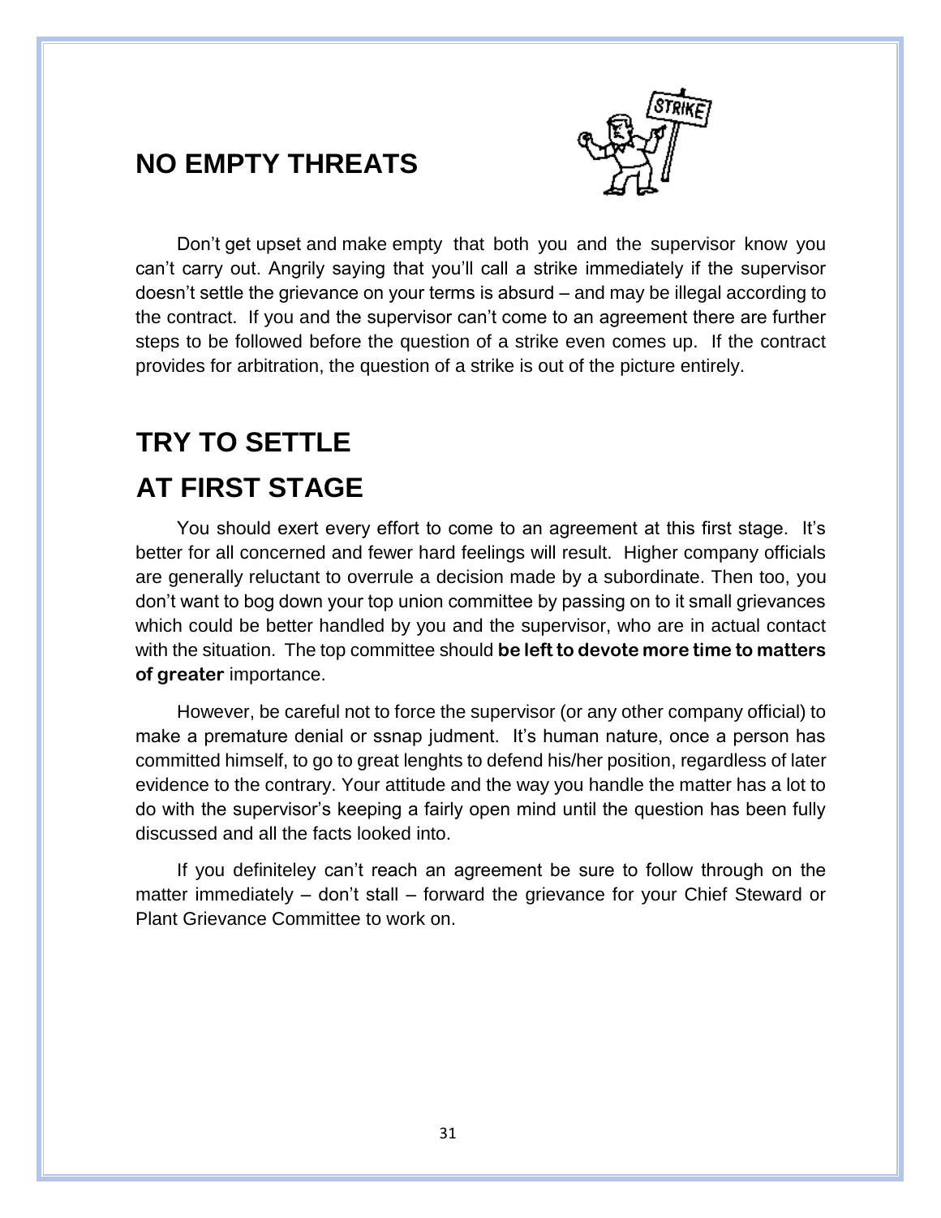## NO EMPTY THREATS

Don't get upset and make empty that both you and the supervisor know you can't carry out. Angrily saying that you'll call a strike immediately if the supervisor doesn't settle the grievance on your terms is absurd – and may be illegal according to the contract. If you and the supervisor can't come to an agreement there are further steps to be followed before the question of a strike even comes up. If the contract provides for arbitration, the question of a strike is out of the picture entirely.

## TRY TO SETTLE AT FIRST STAGE

You should exert every effort to come to an agreement at this first stage. It's better for all concerned and fewer hard feelings will result. Higher company officials are generally reluctant to overrule a decision made by a subordinate. Then too, you don't want to bog down your top union committee by passing on to it small grievances which could be better handled by you and the supervisor, who are in actual contact with the situation. The top committee should **be left to devote more time to matters of greater** importance.

However, be careful not to force the supervisor (or any other company official) to make a premature denial or ssnap judment. It's human nature, once a person has committed himself, to go to great lenghts to defend his/her position, regardless of later evidence to the contrary. Your attitude and the way you handle the matter has a lot to do with the supervisor's keeping a fairly open mind until the question has been fully discussed and all the facts looked into.

If you definiteley can't reach an agreement be sure to follow through on the matter immediately – don't stall – forward the grievance for your Chief Steward or Plant Grievance Committee to work on.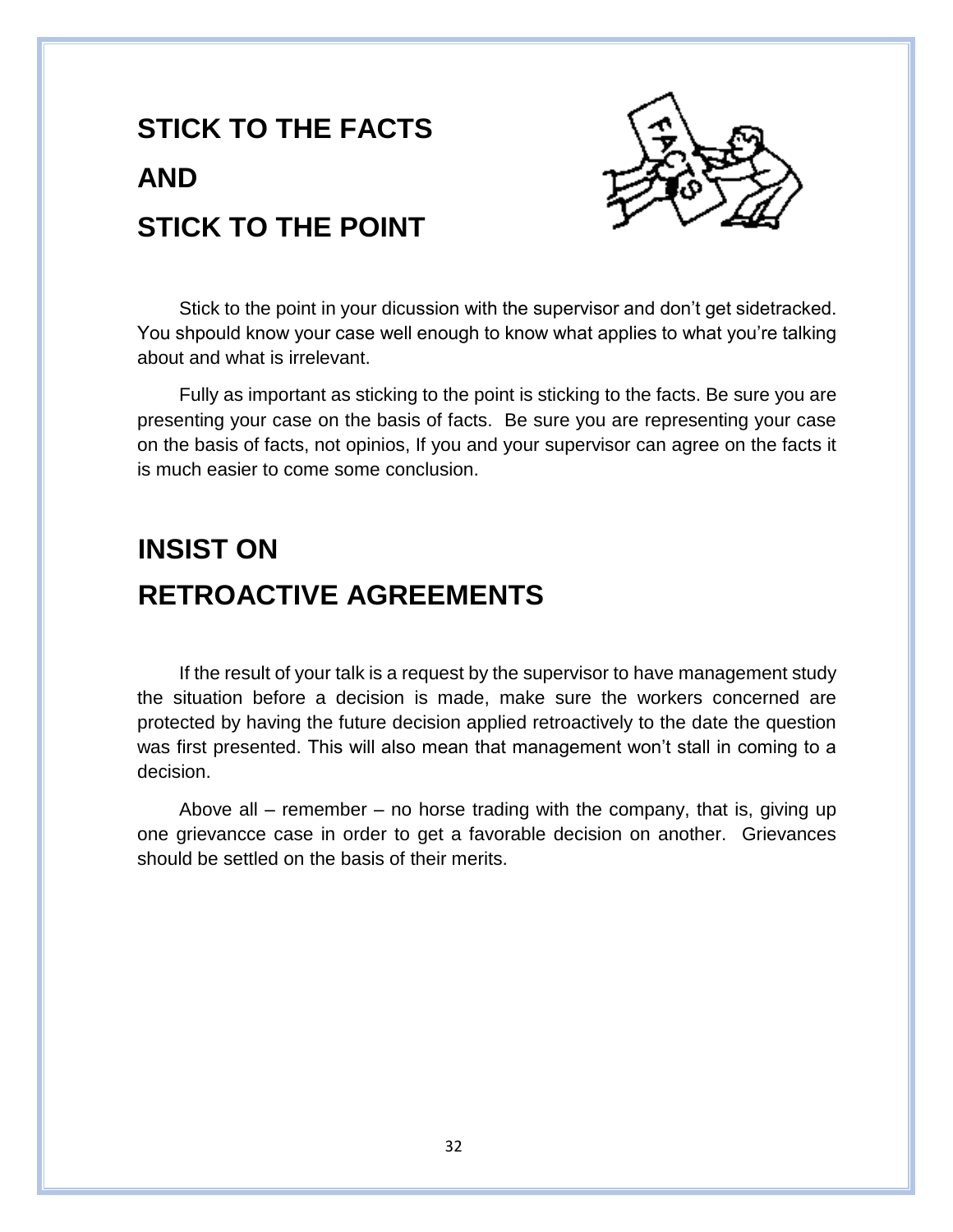## STICK TO THE FACTS

## AND

## STICK TO THE POINT

Stick to the point in your dicussion with the supervisor and don't get sidetracked. You shpould know your case well enough to know what applies to what you're talking about and what is irrelevant.

Fully as important as sticking to the point is sticking to the facts. Be sure you are presenting your case on the basis of facts. Be sure you are representing your case on the basis of facts, not opinios, If you and your supervisor can agree on the facts it is much easier to come some conclusion.

## INSIST ON

## RETROACTIVE AGREEMENTS

If the result of your talk is a request by the supervisor to have management study the situation before a decision is made, make sure the workers concerned are protected by having the future decision applied retroactively to the date the question was first presented. This will also mean that management won't stall in coming to a decision.

Above all – remember – no horse trading with the company, that is, giving up one grievancce case in order to get a favorable decision on another. Grievances should be settled on the basis of their merits.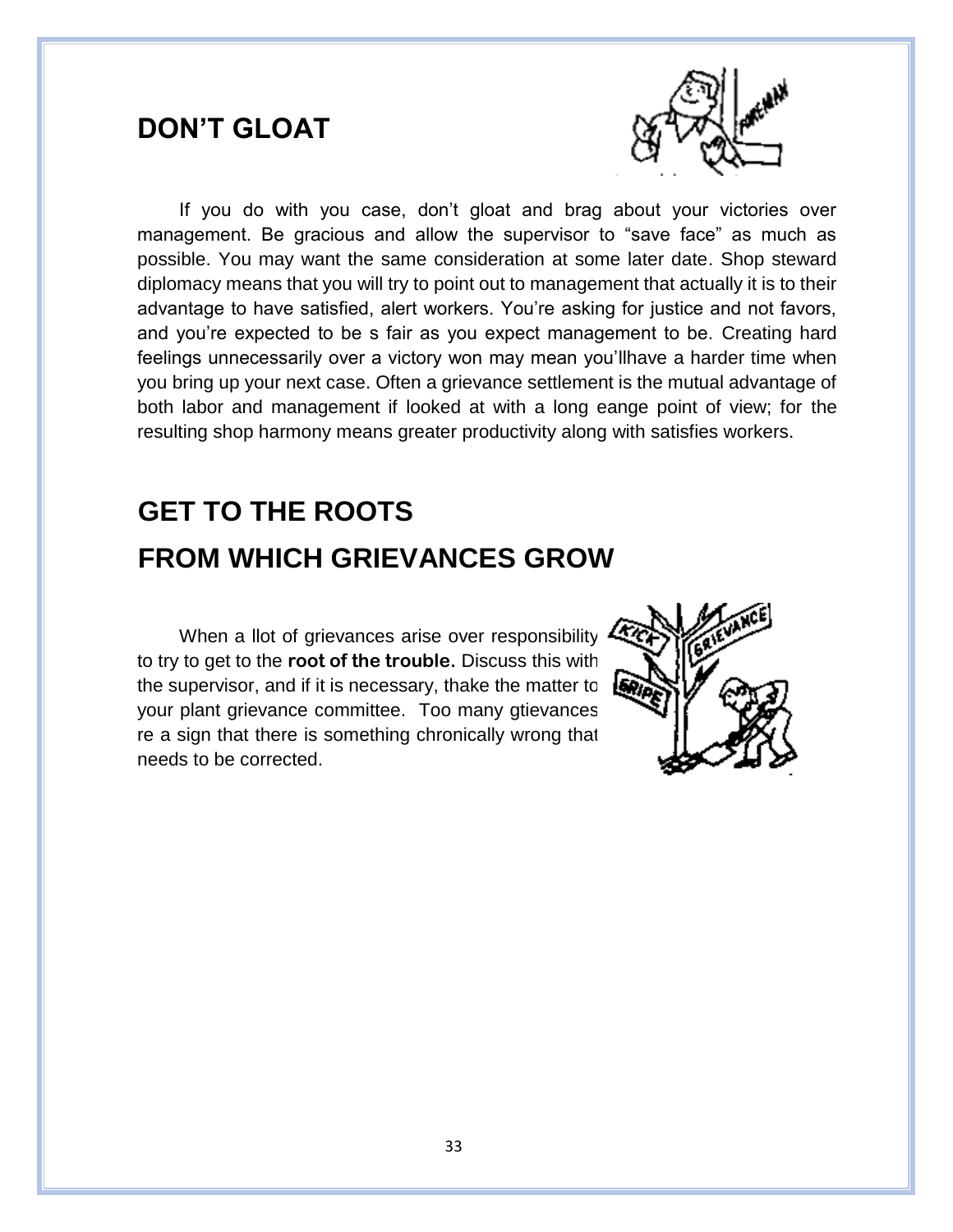## DON'T GLOAT

If you do with you case, don't gloat and brag about your victories over management. Be gracious and allow the supervisor to "save face" as much as possible. You may want the same consideration at some later date. Shop steward diplomacy means that you will try to point out to management that actually it is to their advantage to have satisfied, alert workers. You're asking for justice and not favors, and you're expected to be s fair as you expect management to be. Creating hard feelings unnecessarily over a victory won may mean you'llhave a harder time when you bring up your next case. Often a grievance settlement is the mutual advantage of both labor and management if looked at with a long eange point of view; for the resulting shop harmony means greater productivity along with satisfies workers.

## GET TO THE ROOTS FROM WHICH GRIEVANCES GROW

When a llot of grievances arise over responsibility to try to get to the **root of the trouble.** Discuss this with the supervisor, and if it is necessary, thake the matter to your plant grievance committee. Too many gtievances re a sign that there is something chronically wrong that needs to be corrected.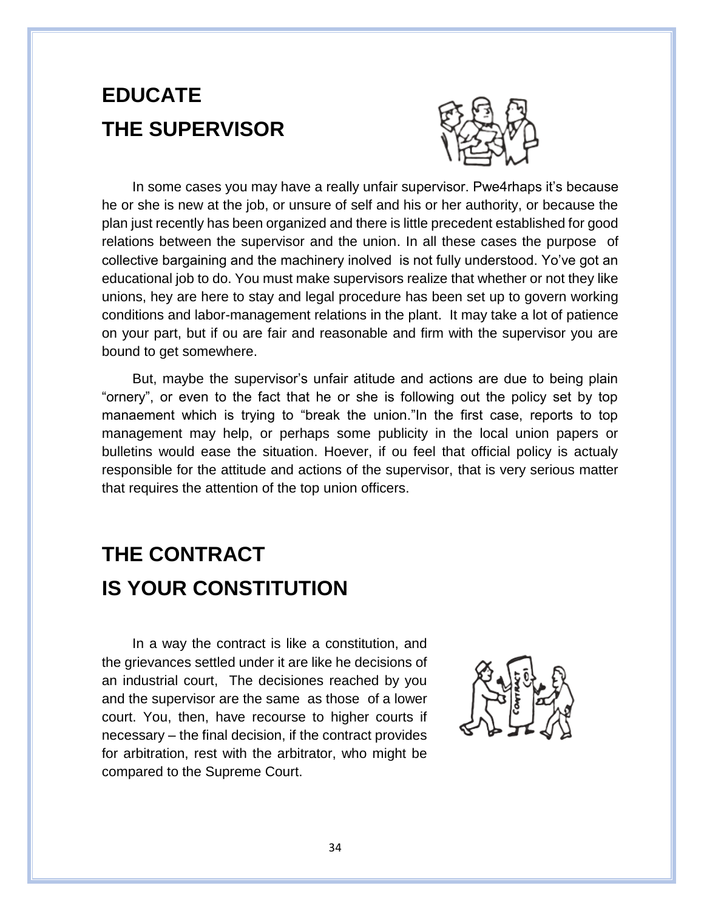# EDUCATE THE SUPERVISOR

In some cases you may have a really unfair supervisor. Pwe4rhaps it's because he or she is new at the job, or unsure of self and his or her authority, or because the plan just recently has been organized and there is little precedent established for good relations between the supervisor and the union. In all these cases the purpose of collective bargaining and the machinery inolved is not fully understood. Yo've got an educational job to do. You must make supervisors realize that whether or not they like unions, hey are here to stay and legal procedure has been set up to govern working conditions and labor-management relations in the plant. It may take a lot of patience on your part, but if ou are fair and reasonable and firm with the supervisor you are bound to get somewhere.

But, maybe the supervisor's unfair atitude and actions are due to being plain "ornery", or even to the fact that he or she is following out the policy set by top manaement which is trying to "break the union."In the first case, reports to top management may help, or perhaps some publicity in the local union papers or bulletins would ease the situation. Hoever, if ou feel that official policy is actualy responsible for the attitude and actions of the supervisor, that is very serious matter that requires the attention of the top union officers.

# THE CONTRACT IS YOUR CONSTITUTION

In a way the contract is like a constitution, and the grievances settled under it are like he decisions of an industrial court, The decisiones reached by you and the supervisor are the same as those of a lower court. You, then, have recourse to higher courts if necessary – the final decision, if the contract provides for arbitration, rest with the arbitrator, who might be compared to the Supreme Court.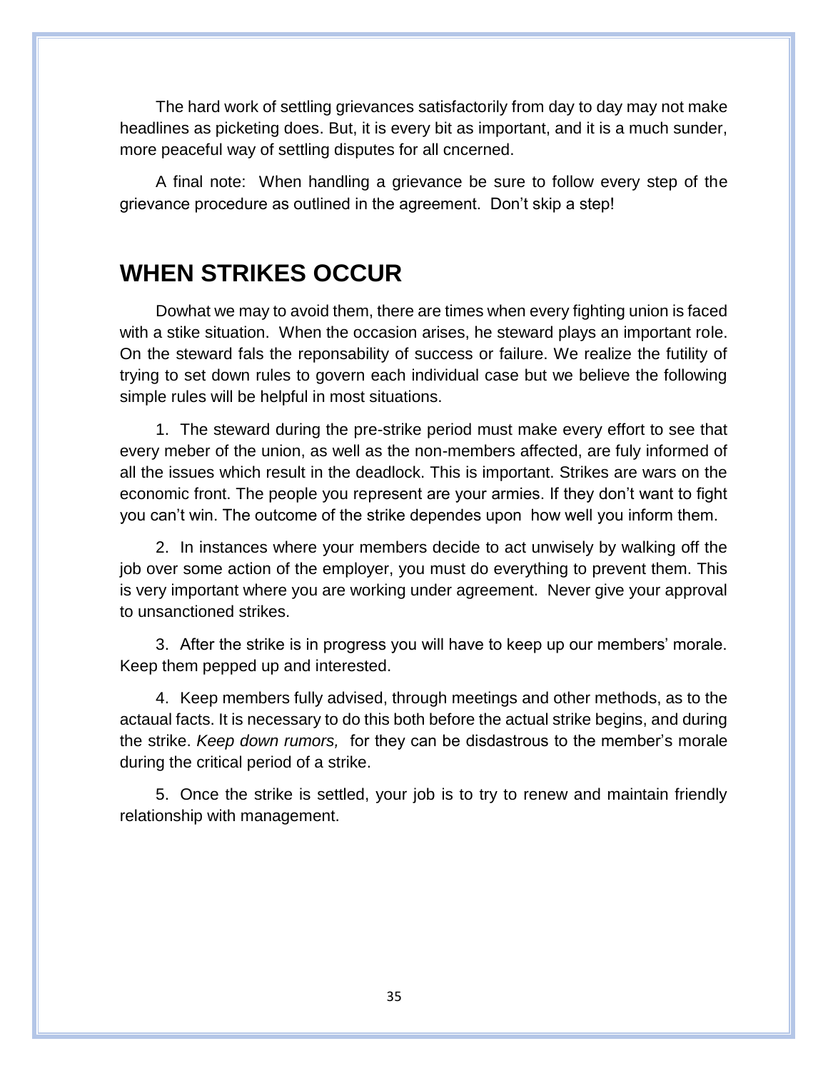The hard work of settling grievances satisfactorily from day to day may not make headlines as picketing does. But, it is every bit as important, and it is a much sunder, more peaceful way of settling disputes for all cncerned.

A final note: When handling a grievance be sure to follow every step of the grievance procedure as outlined in the agreement. Don't skip a step!

## WHEN STRIKES OCCUR

Dowhat we may to avoid them, there are times when every fighting union is faced with a stike situation. When the occasion arises, he steward plays an important role. On the steward fals the reponsability of success or failure. We realize the futility of trying to set down rules to govern each individual case but we believe the following simple rules will be helpful in most situations.

1. The steward during the pre-strike period must make every effort to see that every meber of the union, as well as the non-members affected, are fuly informed of all the issues which result in the deadlock. This is important. Strikes are wars on the economic front. The people you represent are your armies. If they don't want to fight you can't win. The outcome of the strike dependes upon how well you inform them.

2. In instances where your members decide to act unwisely by walking off the job over some action of the employer, you must do everything to prevent them. This is very important where you are working under agreement. Never give your approval to unsanctioned strikes.

3. After the strike is in progress you will have to keep up our members' morale. Keep them pepped up and interested.

4. Keep members fully advised, through meetings and other methods, as to the actaual facts. It is necessary to do this both before the actual strike begins, and during the strike. *Keep down rumors,* for they can be disdastrous to the member's morale during the critical period of a strike.

5. Once the strike is settled, your job is to try to renew and maintain friendly relationship with management.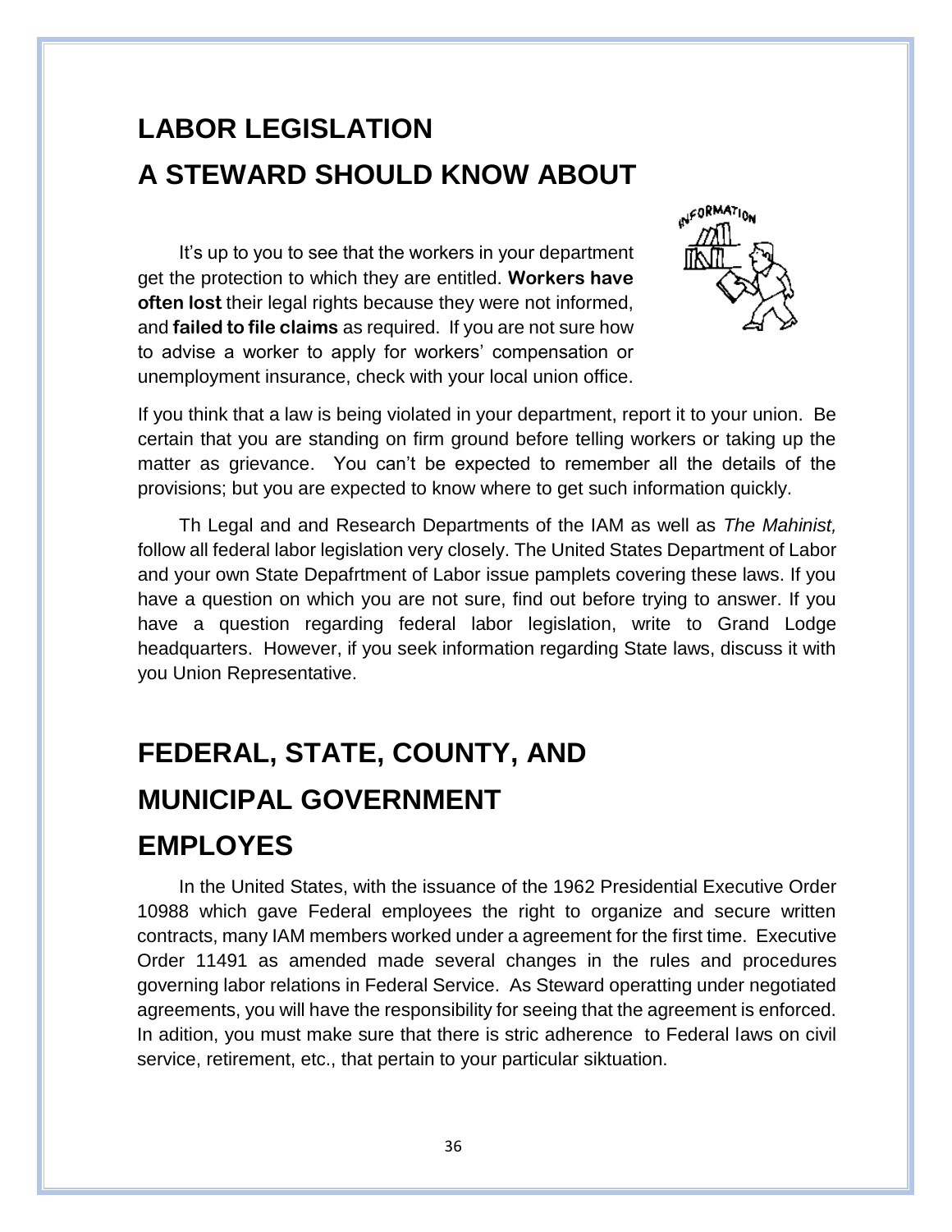# LABOR LEGISLATION
# A STEWARD SHOULD KNOW ABOUT

It's up to you to see that the workers in your department get the protection to which they are entitled. **Workers have often lost** their legal rights because they were not informed, and **failed to file claims** as required. If you are not sure how to advise a worker to apply for workers' compensation or unemployment insurance, check with your local union office.

If you think that a law is being violated in your department, report it to your union. Be certain that you are standing on firm ground before telling workers or taking up the matter as grievance. You can't be expected to remember all the details of the provisions; but you are expected to know where to get such information quickly.

Th Legal and and Research Departments of the IAM as well as *The Mahinist,* follow all federal labor legislation very closely. The United States Department of Labor and your own State Depafrtment of Labor issue pamplets covering these laws. If you have a question on which you are not sure, find out before trying to answer. If you have a question regarding federal labor legislation, write to Grand Lodge headquarters. However, if you seek information regarding State laws, discuss it with you Union Representative.

# FEDERAL, STATE, COUNTY, AND MUNICIPAL GOVERNMENT EMPLOYES

In the United States, with the issuance of the 1962 Presidential Executive Order 10988 which gave Federal employees the right to organize and secure written contracts, many IAM members worked under a agreement for the first time. Executive Order 11491 as amended made several changes in the rules and procedures governing labor relations in Federal Service. As Steward operatting under negotiated agreements, you will have the responsibility for seeing that the agreement is enforced. In adition, you must make sure that there is stric adherence to Federal laws on civil service, retirement, etc., that pertain to your particular siktuation.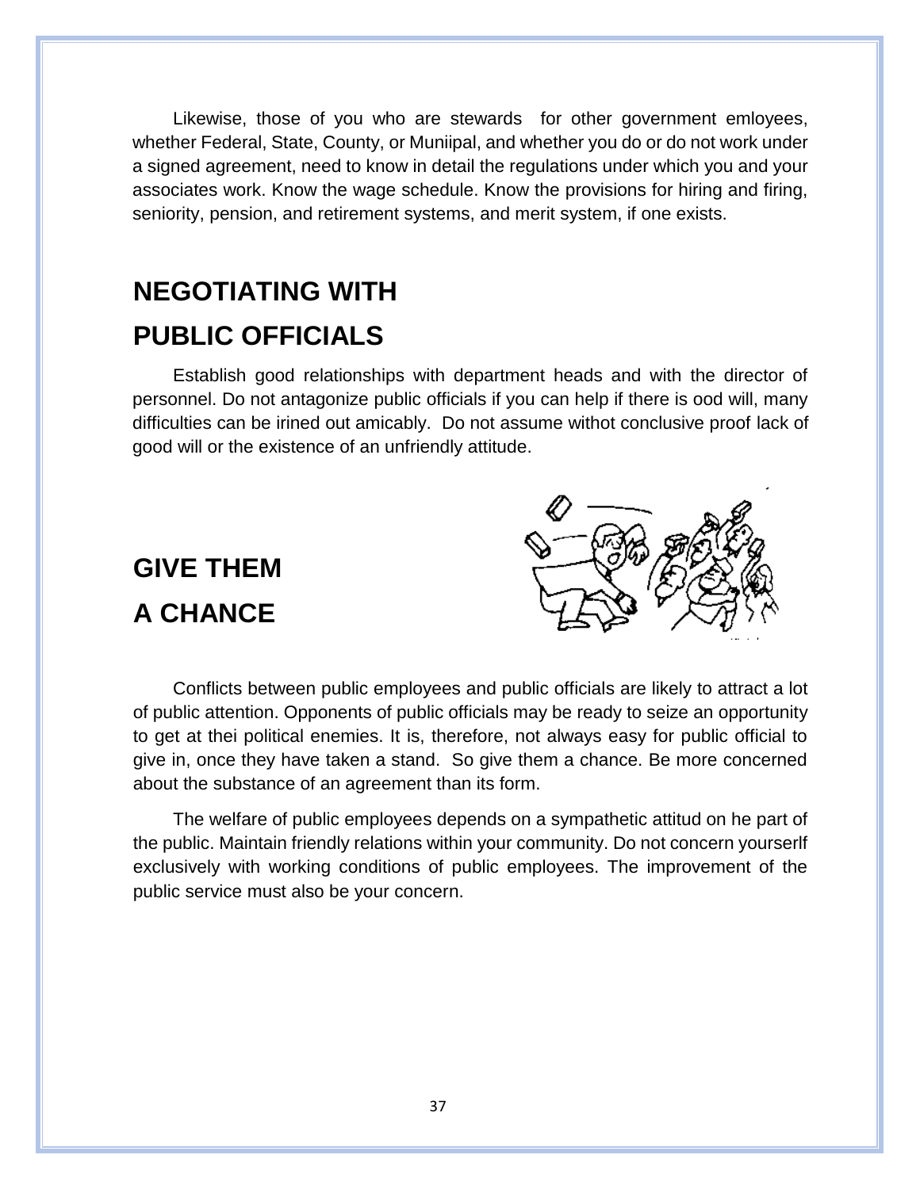Likewise, those of you who are stewards for other government emloyees, whether Federal, State, County, or Muniipal, and whether you do or do not work under a signed agreement, need to know in detail the regulations under which you and your associates work. Know the wage schedule. Know the provisions for hiring and firing, seniority, pension, and retirement systems, and merit system, if one exists.

## NEGOTIATING WITH PUBLIC OFFICIALS

Establish good relationships with department heads and with the director of personnel. Do not antagonize public officials if you can help if there is ood will, many difficulties can be irined out amicably. Do not assume withot conclusive proof lack of good will or the existence of an unfriendly attitude.

## GIVE THEM A CHANCE

Conflicts between public employees and public officials are likely to attract a lot of public attention. Opponents of public officials may be ready to seize an opportunity to get at thei political enemies. It is, therefore, not always easy for public official to give in, once they have taken a stand. So give them a chance. Be more concerned about the substance of an agreement than its form.

The welfare of public employees depends on a sympathetic attitud on he part of the public. Maintain friendly relations within your community. Do not concern yourserlf exclusively with working conditions of public employees. The improvement of the public service must also be your concern.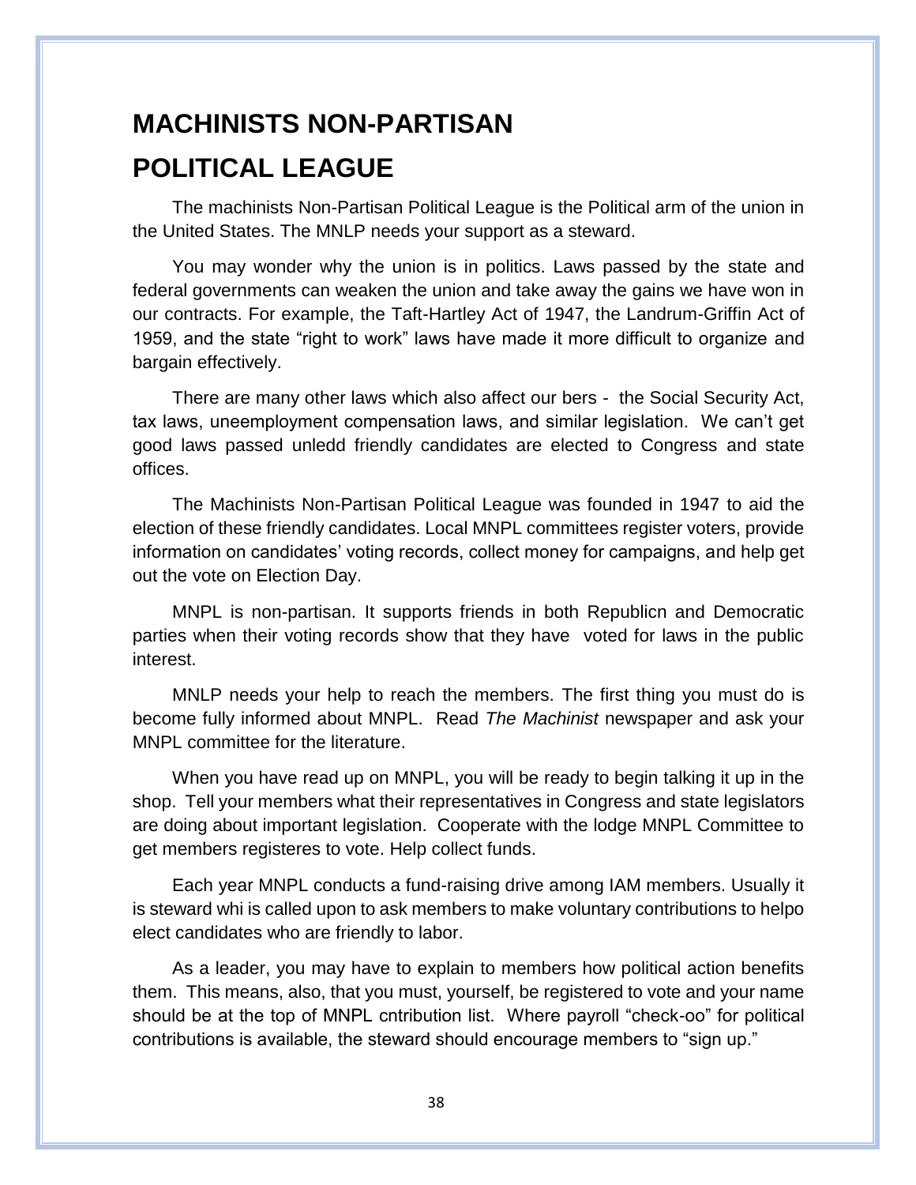# MACHINISTS NON-PARTISAN POLITICAL LEAGUE

The machinists Non-Partisan Political League is the Political arm of the union in the United States. The MNLP needs your support as a steward.

You may wonder why the union is in politics. Laws passed by the state and federal governments can weaken the union and take away the gains we have won in our contracts. For example, the Taft-Hartley Act of 1947, the Landrum-Griffin Act of 1959, and the state "right to work" laws have made it more difficult to organize and bargain effectively.

There are many other laws which also affect our bers - the Social Security Act, tax laws, uneemployment compensation laws, and similar legislation. We can't get good laws passed unledd friendly candidates are elected to Congress and state offices.

The Machinists Non-Partisan Political League was founded in 1947 to aid the election of these friendly candidates. Local MNPL committees register voters, provide information on candidates' voting records, collect money for campaigns, and help get out the vote on Election Day.

MNPL is non-partisan. It supports friends in both Republicn and Democratic parties when their voting records show that they have voted for laws in the public interest.

MNLP needs your help to reach the members. The first thing you must do is become fully informed about MNPL. Read *The Machinist* newspaper and ask your MNPL committee for the literature.

When you have read up on MNPL, you will be ready to begin talking it up in the shop. Tell your members what their representatives in Congress and state legislators are doing about important legislation. Cooperate with the lodge MNPL Committee to get members registeres to vote. Help collect funds.

Each year MNPL conducts a fund-raising drive among IAM members. Usually it is steward whi is called upon to ask members to make voluntary contributions to helpo elect candidates who are friendly to labor.

As a leader, you may have to explain to members how political action benefits them. This means, also, that you must, yourself, be registered to vote and your name should be at the top of MNPL cntribution list. Where payroll "check-oo" for political contributions is available, the steward should encourage members to "sign up."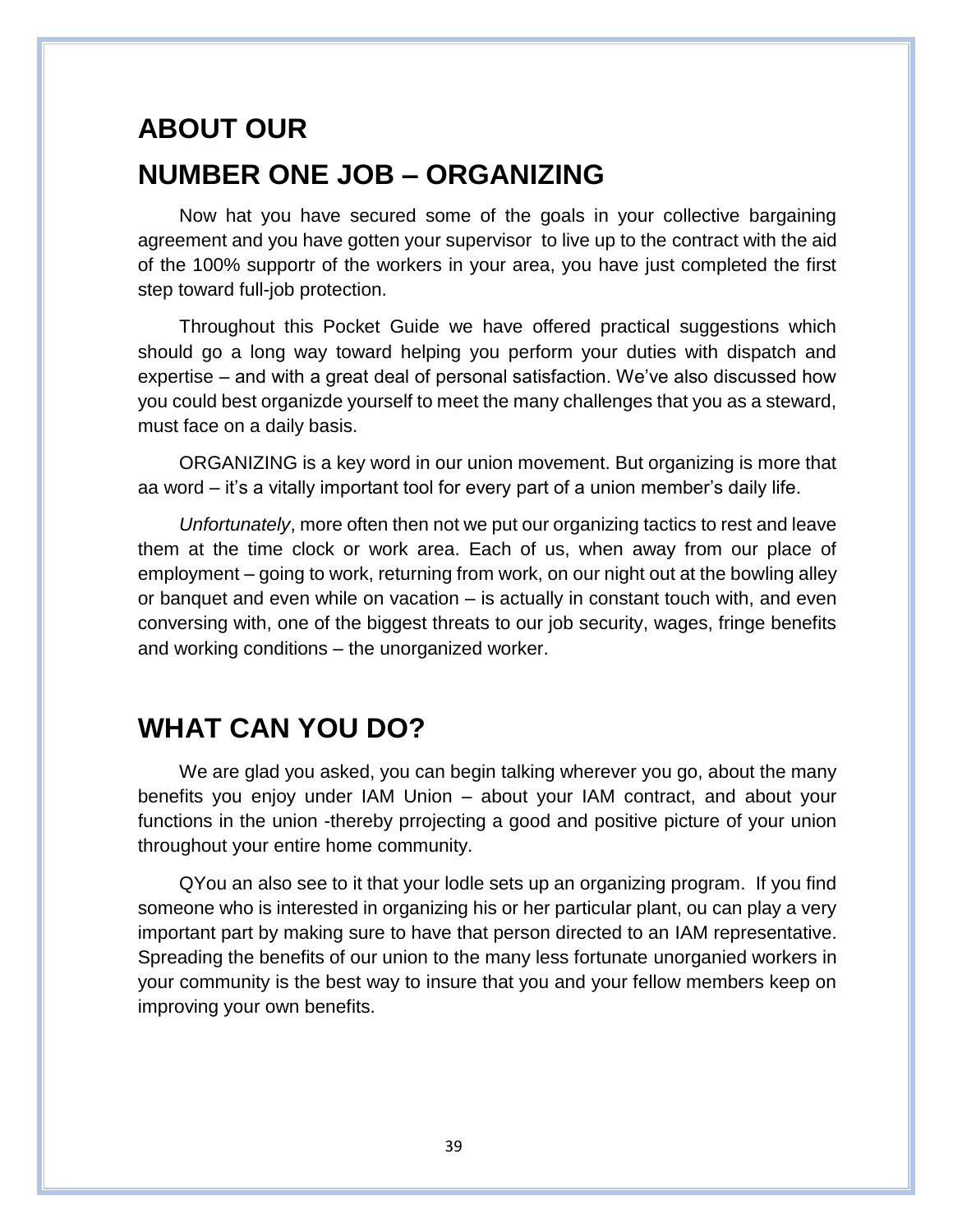# ABOUT OUR NUMBER ONE JOB – ORGANIZING

Now hat you have secured some of the goals in your collective bargaining agreement and you have gotten your supervisor to live up to the contract with the aid of the 100% supportr of the workers in your area, you have just completed the first step toward full-job protection.

Throughout this Pocket Guide we have offered practical suggestions which should go a long way toward helping you perform your duties with dispatch and expertise – and with a great deal of personal satisfaction. We've also discussed how you could best organizde yourself to meet the many challenges that you as a steward, must face on a daily basis.

ORGANIZING is a key word in our union movement. But organizing is more that aa word – it's a vitally important tool for every part of a union member's daily life.

*Unfortunately*, more often then not we put our organizing tactics to rest and leave them at the time clock or work area. Each of us, when away from our place of employment – going to work, returning from work, on our night out at the bowling alley or banquet and even while on vacation – is actually in constant touch with, and even conversing with, one of the biggest threats to our job security, wages, fringe benefits and working conditions – the unorganized worker.

## WHAT CAN YOU DO?

We are glad you asked, you can begin talking wherever you go, about the many benefits you enjoy under IAM Union – about your IAM contract, and about your functions in the union -thereby prrojecting a good and positive picture of your union throughout your entire home community.

QYou an also see to it that your lodle sets up an organizing program. If you find someone who is interested in organizing his or her particular plant, ou can play a very important part by making sure to have that person directed to an IAM representative. Spreading the benefits of our union to the many less fortunate unorganied workers in your community is the best way to insure that you and your fellow members keep on improving your own benefits.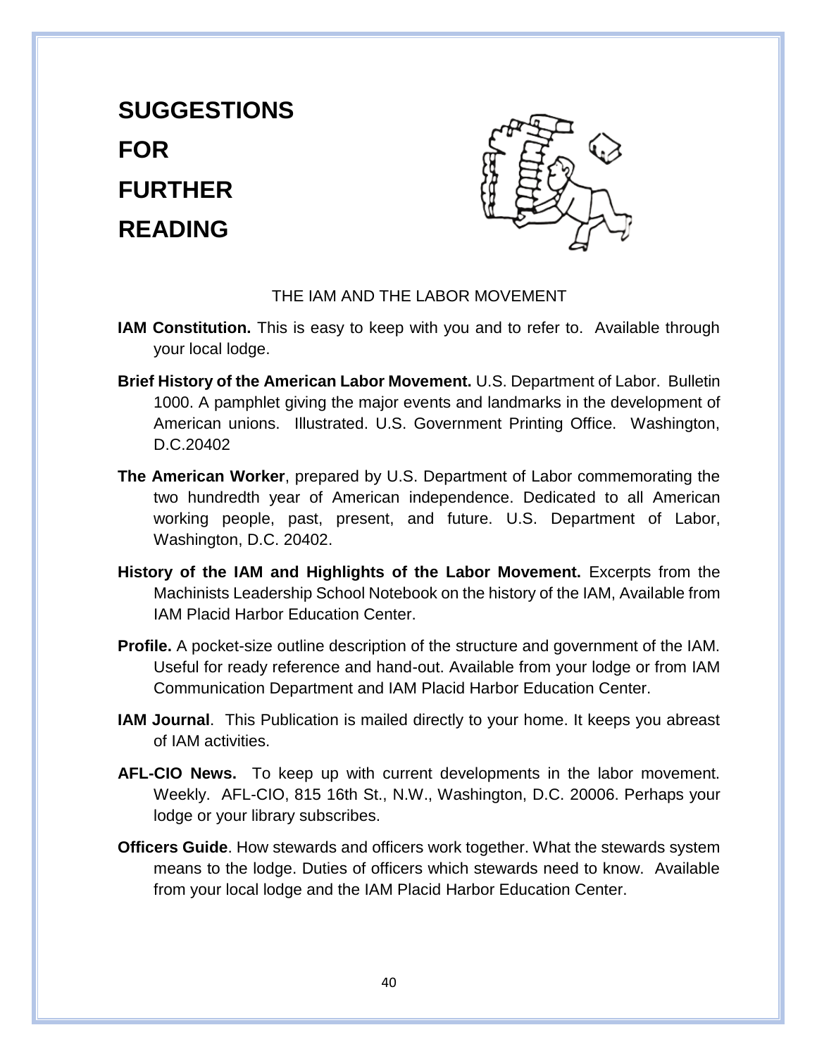# SUGGESTIONS FOR FURTHER READING

THE IAM AND THE LABOR MOVEMENT

**IAM Constitution.** This is easy to keep with you and to refer to. Available through your local lodge.

**Brief History of the American Labor Movement.** U.S. Department of Labor. Bulletin 1000. A pamphlet giving the major events and landmarks in the development of American unions. Illustrated. U.S. Government Printing Office. Washington, D.C.20402

**The American Worker**, prepared by U.S. Department of Labor commemorating the two hundredth year of American independence. Dedicated to all American working people, past, present, and future. U.S. Department of Labor, Washington, D.C. 20402.

**History of the IAM and Highlights of the Labor Movement.** Excerpts from the Machinists Leadership School Notebook on the history of the IAM, Available from IAM Placid Harbor Education Center.

**Profile.** A pocket-size outline description of the structure and government of the IAM. Useful for ready reference and hand-out. Available from your lodge or from IAM Communication Department and IAM Placid Harbor Education Center.

**IAM Journal**. This Publication is mailed directly to your home. It keeps you abreast of IAM activities.

**AFL-CIO News.** To keep up with current developments in the labor movement. Weekly. AFL-CIO, 815 16th St., N.W., Washington, D.C. 20006. Perhaps your lodge or your library subscribes.

**Officers Guide**. How stewards and officers work together. What the stewards system means to the lodge. Duties of officers which stewards need to know. Available from your local lodge and the IAM Placid Harbor Education Center.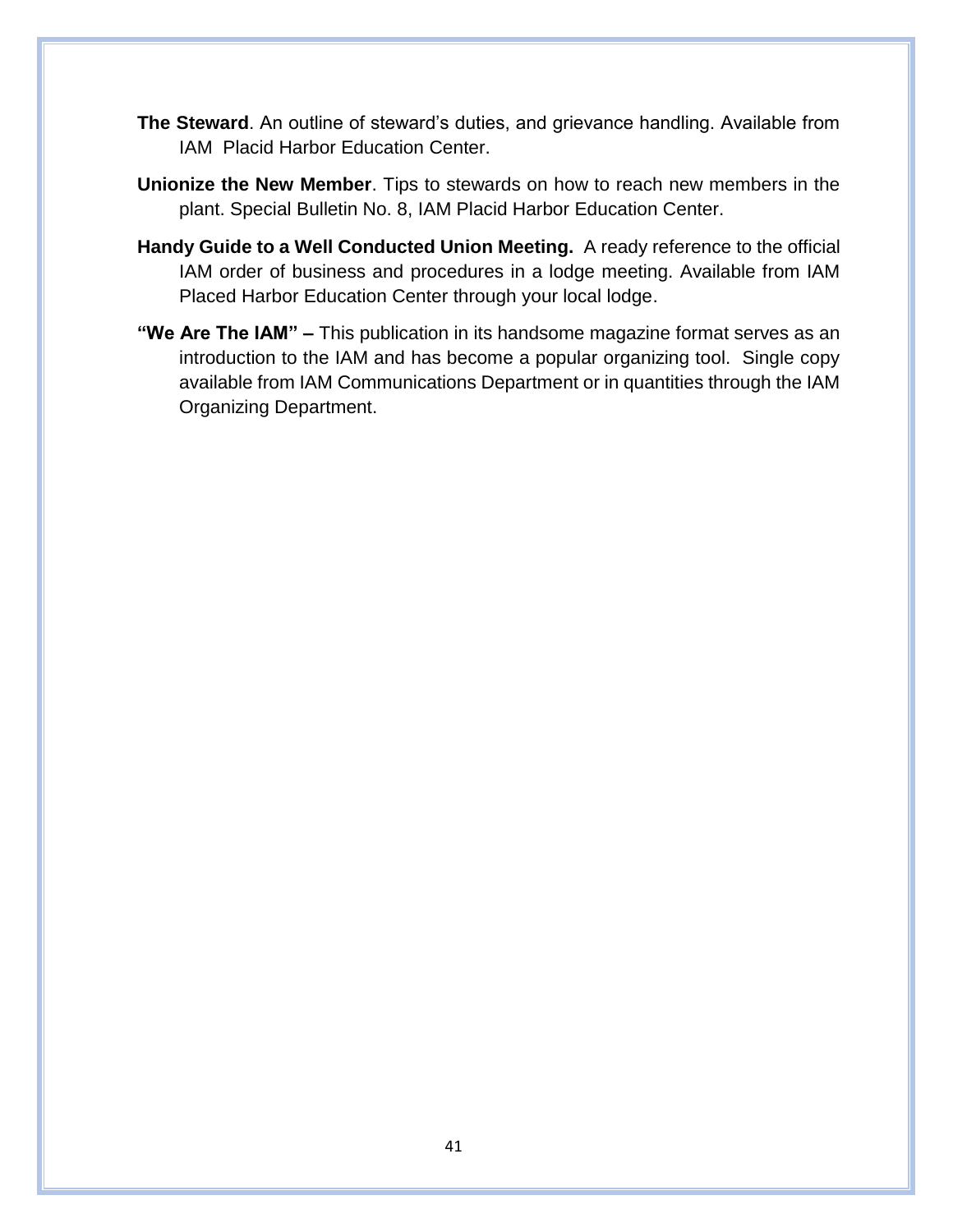**The Steward**. An outline of steward's duties, and grievance handling. Available from IAM Placid Harbor Education Center.

**Unionize the New Member**. Tips to stewards on how to reach new members in the plant. Special Bulletin No. 8, IAM Placid Harbor Education Center.

**Handy Guide to a Well Conducted Union Meeting.** A ready reference to the official IAM order of business and procedures in a lodge meeting. Available from IAM Placed Harbor Education Center through your local lodge.

**"We Are The IAM" –** This publication in its handsome magazine format serves as an introduction to the IAM and has become a popular organizing tool. Single copy available from IAM Communications Department or in quantities through the IAM Organizing Department.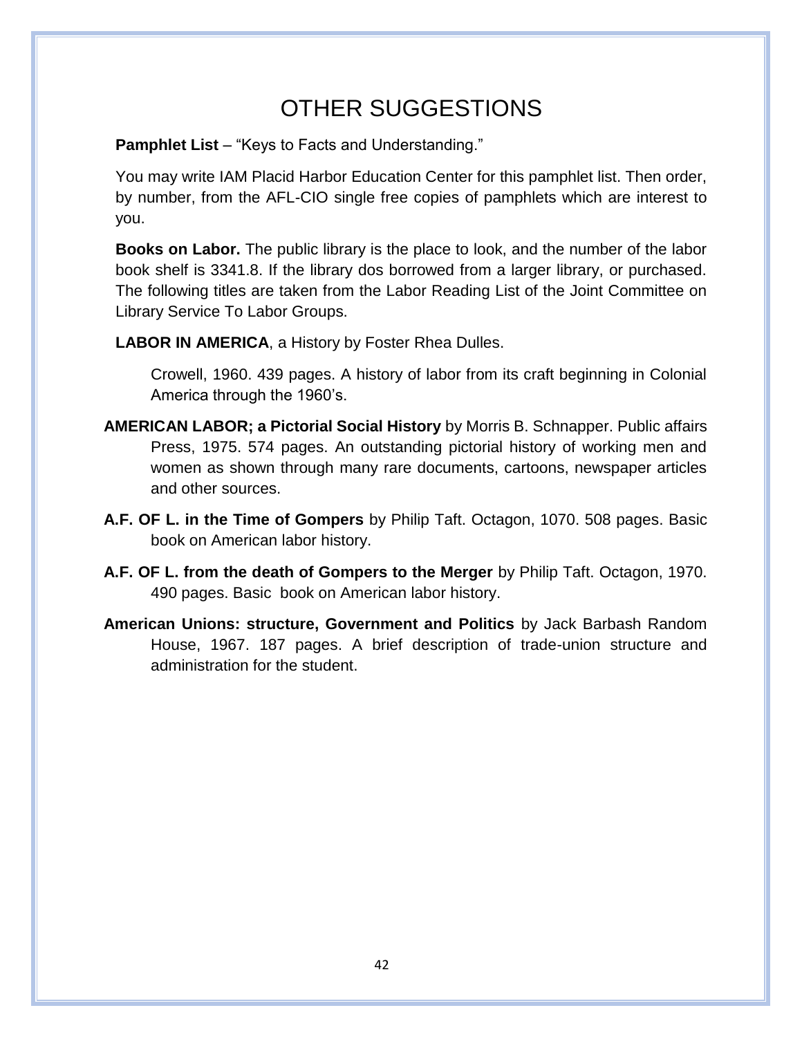# OTHER SUGGESTIONS

**Pamphlet List** – "Keys to Facts and Understanding."

You may write IAM Placid Harbor Education Center for this pamphlet list. Then order, by number, from the AFL-CIO single free copies of pamphlets which are interest to you.

**Books on Labor.** The public library is the place to look, and the number of the labor book shelf is 3341.8. If the library dos borrowed from a larger library, or purchased. The following titles are taken from the Labor Reading List of the Joint Committee on Library Service To Labor Groups.

**LABOR IN AMERICA**, a History by Foster Rhea Dulles.

Crowell, 1960. 439 pages. A history of labor from its craft beginning in Colonial America through the 1960's.

**AMERICAN LABOR; a Pictorial Social History** by Morris B. Schnapper. Public affairs Press, 1975. 574 pages. An outstanding pictorial history of working men and women as shown through many rare documents, cartoons, newspaper articles and other sources.

**A.F. OF L. in the Time of Gompers** by Philip Taft. Octagon, 1070. 508 pages. Basic book on American labor history.

**A.F. OF L. from the death of Gompers to the Merger** by Philip Taft. Octagon, 1970. 490 pages. Basic book on American labor history.

**American Unions: structure, Government and Politics** by Jack Barbash Random House, 1967. 187 pages. A brief description of trade-union structure and administration for the student.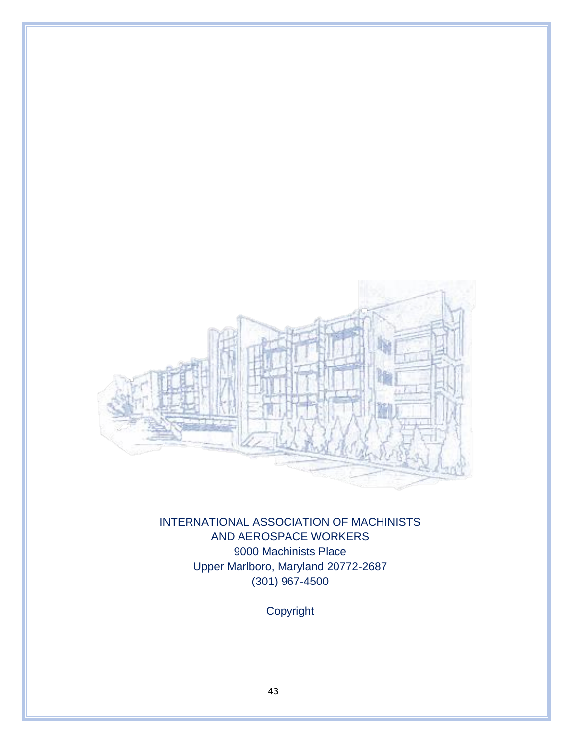INTERNATIONAL ASSOCIATION OF MACHINISTS
AND AEROSPACE WORKERS
9000 Machinists Place
Upper Marlboro, Maryland 20772-2687
(301) 967-4500

Copyright